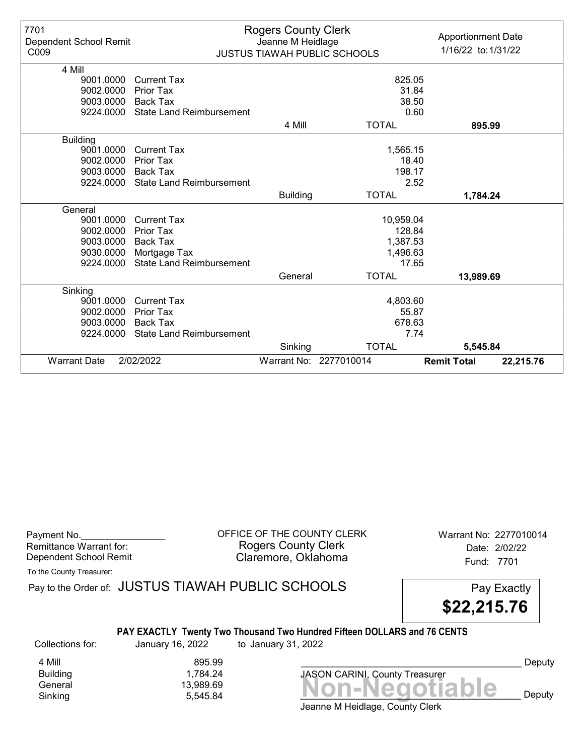| 7701 Dependent School Remit C009 | Rogers County Clerk Jeanne M Heidlage JUSTUS TIAWAH PUBLIC SCHOOLS | | | Apportionment Date 1/16/22 to: 1/31/22 |
|---|---|---|---|---|
| **4 Mill** | | | | |
| 9001.0000 | Current Tax | | 825.05 | |
| 9002.0000 | Prior Tax | | 31.84 | |
| 9003.0000 | Back Tax | | 38.50 | |
| 9224.0000 | State Land Reimbursement | | 0.60 | |
| | | 4 Mill | TOTAL | **895.99** |
| **Building** | | | | |
| 9001.0000 | Current Tax | | 1,565.15 | |
| 9002.0000 | Prior Tax | | 18.40 | |
| 9003.0000 | Back Tax | | 198.17 | |
| 9224.0000 | State Land Reimbursement | | 2.52 | |
| | | Building | TOTAL | **1,784.24** |
| **General** | | | | |
| 9001.0000 | Current Tax | | 10,959.04 | |
| 9002.0000 | Prior Tax | | 128.84 | |
| 9003.0000 | Back Tax | | 1,387.53 | |
| 9030.0000 | Mortgage Tax | | 1,496.63 | |
| 9224.0000 | State Land Reimbursement | | 17.65 | |
| | | General | TOTAL | **13,989.69** |
| **Sinking** | | | | |
| 9001.0000 | Current Tax | | 4,803.60 | |
| 9002.0000 | Prior Tax | | 55.87 | |
| 9003.0000 | Back Tax | | 678.63 | |
| 9224.0000 | State Land Reimbursement | | 7.74 | |
| | | Sinking | TOTAL | **5,545.84** |
| Warrant Date | 2/02/2022 | Warrant No: 2277010014 | **Remit Total** | **22,215.76** |

Payment No.________________
Remittance Warrant for:
Dependent School Remit

OFFICE OF THE COUNTY CLERK
Rogers County Clerk
Claremore, Oklahoma

Warrant No: 2277010014
Date: 2/02/22
Fund: 7701

To the County Treasurer:

Pay to the Order of: JUSTUS TIAWAH PUBLIC SCHOOLS

Pay Exactly **$22,215.76**

**PAY EXACTLY Twenty Two Thousand Two Hundred Fifteen DOLLARS and 76 CENTS**

Collections for: January 16, 2022 to January 31, 2022

| | |
|---|---|
| 4 Mill | 895.99 |
| Building | 1,784.24 |
| General | 13,989.69 |
| Sinking | 5,545.84 |

__________________________________________ Deputy
JASON CARINI, County Treasurer

**Non-Negotiable**

__________________________________________ Deputy
Jeanne M Heidlage, County Clerk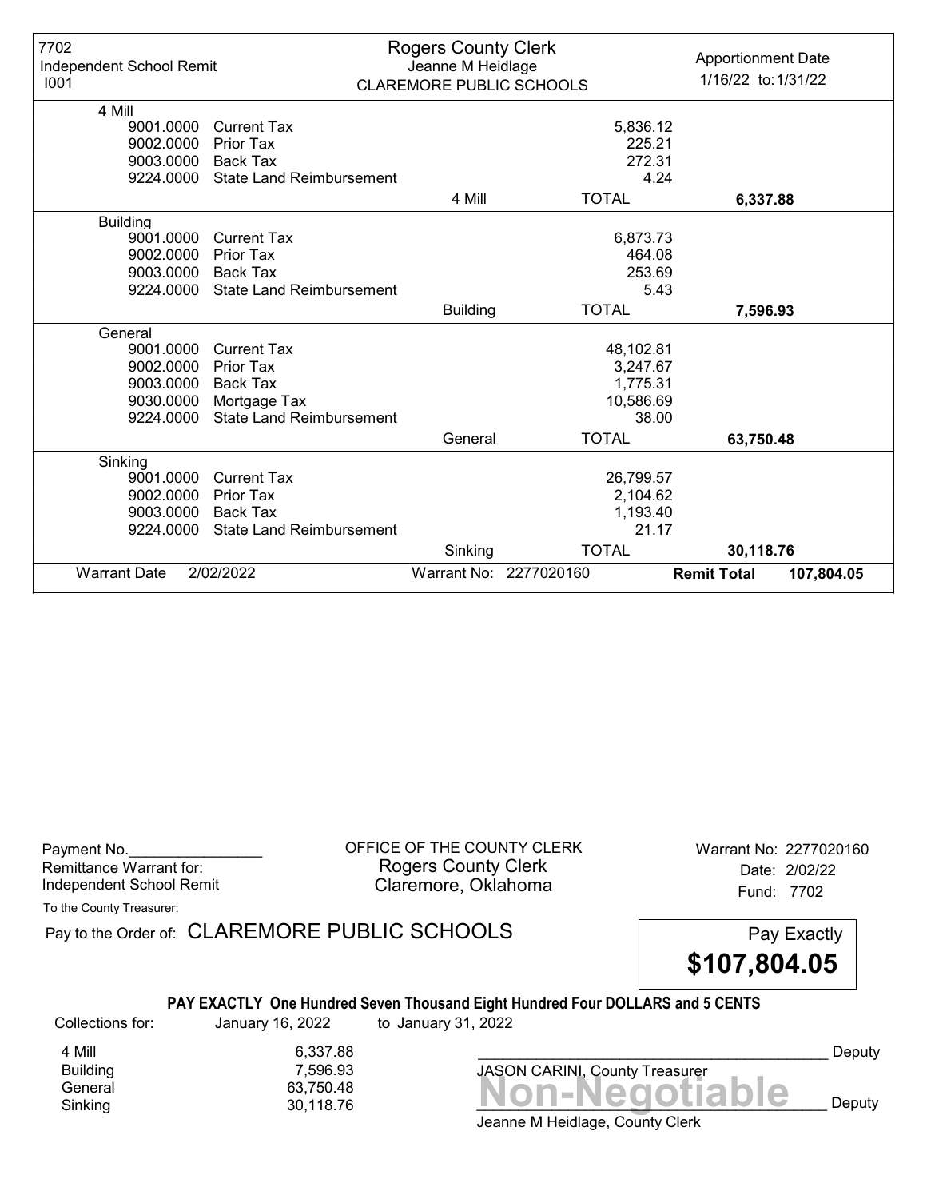7702
Independent School Remit
I001

**Rogers County Clerk**
Jeanne M Heidlage
CLAREMORE PUBLIC SCHOOLS

Apportionment Date
1/16/22 to: 1/31/22

| Code | Description | Fund | Amount | Total |
|---|---|---|---|---|
| **4 Mill** | | | | |
| 9001.0000 | Current Tax | | 5,836.12 | |
| 9002.0000 | Prior Tax | | 225.21 | |
| 9003.0000 | Back Tax | | 272.31 | |
| 9224.0000 | State Land Reimbursement | | 4.24 | |
| | | 4 Mill | TOTAL | **6,337.88** |
| **Building** | | | | |
| 9001.0000 | Current Tax | | 6,873.73 | |
| 9002.0000 | Prior Tax | | 464.08 | |
| 9003.0000 | Back Tax | | 253.69 | |
| 9224.0000 | State Land Reimbursement | | 5.43 | |
| | | Building | TOTAL | **7,596.93** |
| **General** | | | | |
| 9001.0000 | Current Tax | | 48,102.81 | |
| 9002.0000 | Prior Tax | | 3,247.67 | |
| 9003.0000 | Back Tax | | 1,775.31 | |
| 9030.0000 | Mortgage Tax | | 10,586.69 | |
| 9224.0000 | State Land Reimbursement | | 38.00 | |
| | | General | TOTAL | **63,750.48** |
| **Sinking** | | | | |
| 9001.0000 | Current Tax | | 26,799.57 | |
| 9002.0000 | Prior Tax | | 2,104.62 | |
| 9003.0000 | Back Tax | | 1,193.40 | |
| 9224.0000 | State Land Reimbursement | | 21.17 | |
| | | Sinking | TOTAL | **30,118.76** |

Warrant Date 2/02/2022 Warrant No: 2277020160 **Remit Total 107,804.05**

Payment No.________________
Remittance Warrant for:
Independent School Remit

OFFICE OF THE COUNTY CLERK
Rogers County Clerk
Claremore, Oklahoma

Warrant No: 2277020160
Date: 2/02/22
Fund: 7702

To the County Treasurer:

Pay to the Order of: CLAREMORE PUBLIC SCHOOLS

Pay Exactly
**$107,804.05**

**PAY EXACTLY One Hundred Seven Thousand Eight Hundred Four DOLLARS and 5 CENTS**

Collections for: January 16, 2022 to January 31, 2022

| | |
|---|---|
| 4 Mill | 6,337.88 |
| Building | 7,596.93 |
| General | 63,750.48 |
| Sinking | 30,118.76 |

__________________________________________ Deputy
JASON CARINI, County Treasurer

**Non-Negotiable**
__________________________________________ Deputy
Jeanne M Heidlage, County Clerk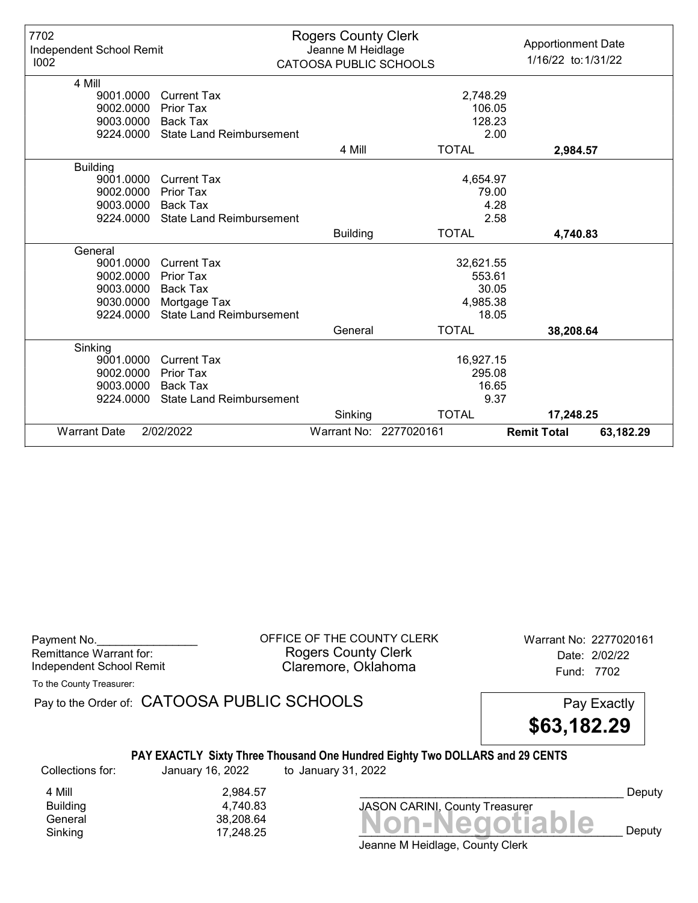| 7702 Independent School Remit I002 | Rogers County Clerk Jeanne M Heidlage CATOOSA PUBLIC SCHOOLS | | Apportionment Date 1/16/22 to: 1/31/22 |
|---|---|---|---|

| Code | Description | | Amount | Total |
|---|---|---|---|---|
| **4 Mill** | | | | |
| 9001.0000 | Current Tax | | 2,748.29 | |
| 9002.0000 | Prior Tax | | 106.05 | |
| 9003.0000 | Back Tax | | 128.23 | |
| 9224.0000 | State Land Reimbursement | | 2.00 | |
| | | 4 Mill | TOTAL | **2,984.57** |
| **Building** | | | | |
| 9001.0000 | Current Tax | | 4,654.97 | |
| 9002.0000 | Prior Tax | | 79.00 | |
| 9003.0000 | Back Tax | | 4.28 | |
| 9224.0000 | State Land Reimbursement | | 2.58 | |
| | | Building | TOTAL | **4,740.83** |
| **General** | | | | |
| 9001.0000 | Current Tax | | 32,621.55 | |
| 9002.0000 | Prior Tax | | 553.61 | |
| 9003.0000 | Back Tax | | 30.05 | |
| 9030.0000 | Mortgage Tax | | 4,985.38 | |
| 9224.0000 | State Land Reimbursement | | 18.05 | |
| | | General | TOTAL | **38,208.64** |
| **Sinking** | | | | |
| 9001.0000 | Current Tax | | 16,927.15 | |
| 9002.0000 | Prior Tax | | 295.08 | |
| 9003.0000 | Back Tax | | 16.65 | |
| 9224.0000 | State Land Reimbursement | | 9.37 | |
| | | Sinking | TOTAL | **17,248.25** |

Warrant Date 2/02/2022 | Warrant No: 2277020161 | **Remit Total** **63,182.29**

---

Payment No.________________
Remittance Warrant for:
Independent School Remit

OFFICE OF THE COUNTY CLERK
Rogers County Clerk
Claremore, Oklahoma

Warrant No: 2277020161
Date: 2/02/22
Fund: 7702

To the County Treasurer:

Pay to the Order of: CATOOSA PUBLIC SCHOOLS

Pay Exactly **$63,182.29**

**PAY EXACTLY Sixty Three Thousand One Hundred Eighty Two DOLLARS and 29 CENTS**

Collections for: January 16, 2022 to January 31, 2022

| | |
|---|---|
| 4 Mill | 2,984.57 |
| Building | 4,740.83 |
| General | 38,208.64 |
| Sinking | 17,248.25 |

_______________________________________ Deputy
JASON CARINI, County Treasurer

**Non-Negotiable**

_______________________________________ Deputy
Jeanne M Heidlage, County Clerk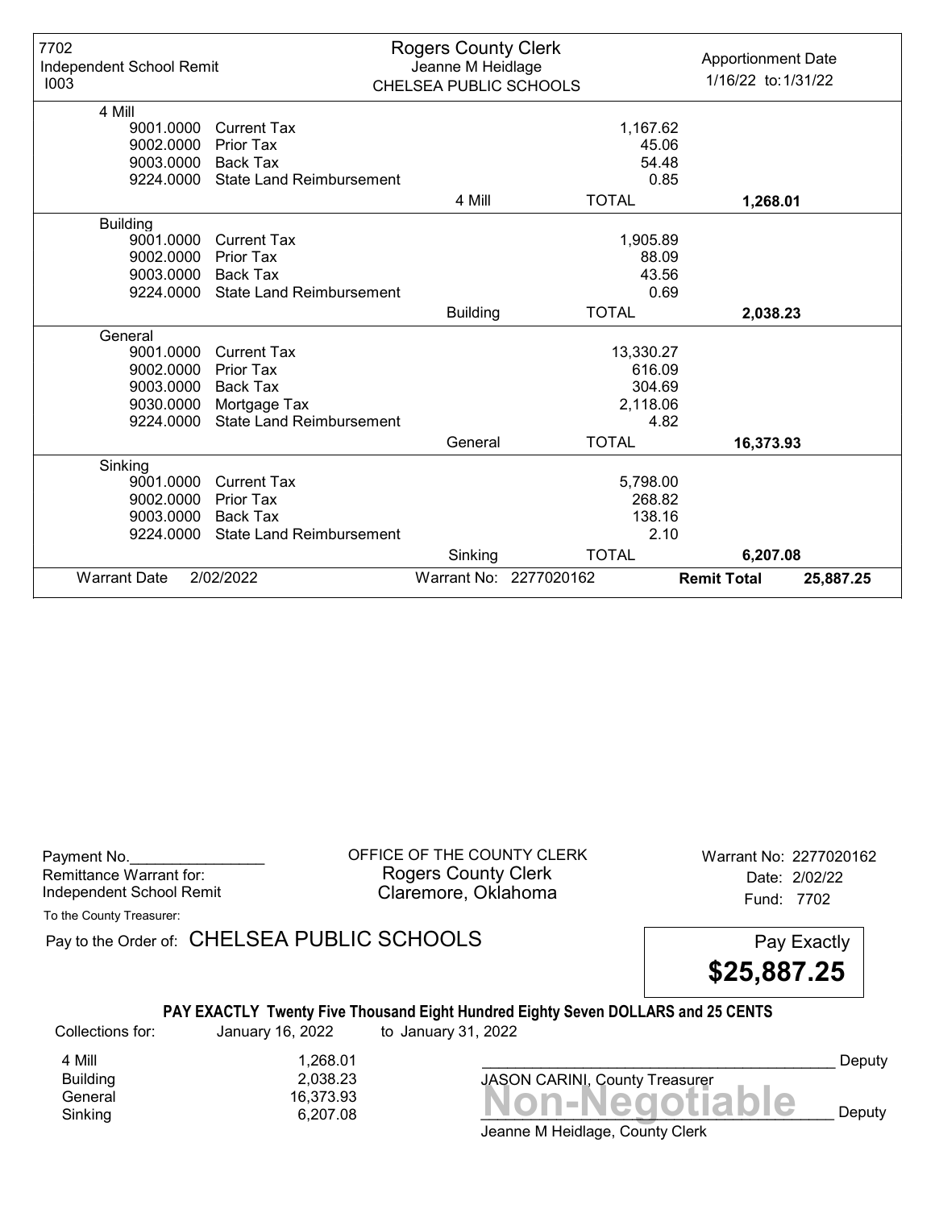| 7702 Independent School Remit I003 | Rogers County Clerk Jeanne M Heidlage CHELSEA PUBLIC SCHOOLS | | Apportionment Date 1/16/22 to: 1/31/22 | |
|---|---|---|---|---|
| **4 Mill** | | | | |
| 9001.0000 | Current Tax | | 1,167.62 | |
| 9002.0000 | Prior Tax | | 45.06 | |
| 9003.0000 | Back Tax | | 54.48 | |
| 9224.0000 | State Land Reimbursement | | 0.85 | |
| | | 4 Mill | TOTAL | **1,268.01** |
| **Building** | | | | |
| 9001.0000 | Current Tax | | 1,905.89 | |
| 9002.0000 | Prior Tax | | 88.09 | |
| 9003.0000 | Back Tax | | 43.56 | |
| 9224.0000 | State Land Reimbursement | | 0.69 | |
| | | Building | TOTAL | **2,038.23** |
| **General** | | | | |
| 9001.0000 | Current Tax | | 13,330.27 | |
| 9002.0000 | Prior Tax | | 616.09 | |
| 9003.0000 | Back Tax | | 304.69 | |
| 9030.0000 | Mortgage Tax | | 2,118.06 | |
| 9224.0000 | State Land Reimbursement | | 4.82 | |
| | | General | TOTAL | **16,373.93** |
| **Sinking** | | | | |
| 9001.0000 | Current Tax | | 5,798.00 | |
| 9002.0000 | Prior Tax | | 268.82 | |
| 9003.0000 | Back Tax | | 138.16 | |
| 9224.0000 | State Land Reimbursement | | 2.10 | |
| | | Sinking | TOTAL | **6,207.08** |
| Warrant Date | 2/02/2022 | Warrant No: 2277020162 | **Remit Total** | **25,887.25** |

Payment No.________________

Remittance Warrant for:
Independent School Remit

To the County Treasurer:

OFFICE OF THE COUNTY CLERK
Rogers County Clerk
Claremore, Oklahoma

Warrant No: 2277020162
Date: 2/02/22
Fund: 7702

Pay to the Order of: CHELSEA PUBLIC SCHOOLS

Pay Exactly
**$25,887.25**

**PAY EXACTLY Twenty Five Thousand Eight Hundred Eighty Seven DOLLARS and 25 CENTS**

Collections for: January 16, 2022 to January 31, 2022

| | |
|---|---|
| 4 Mill | 1,268.01 |
| Building | 2,038.23 |
| General | 16,373.93 |
| Sinking | 6,207.08 |

__________________________________________ Deputy
JASON CARINI, County Treasurer

**Non-Negotiable**

__________________________________________ Deputy
Jeanne M Heidlage, County Clerk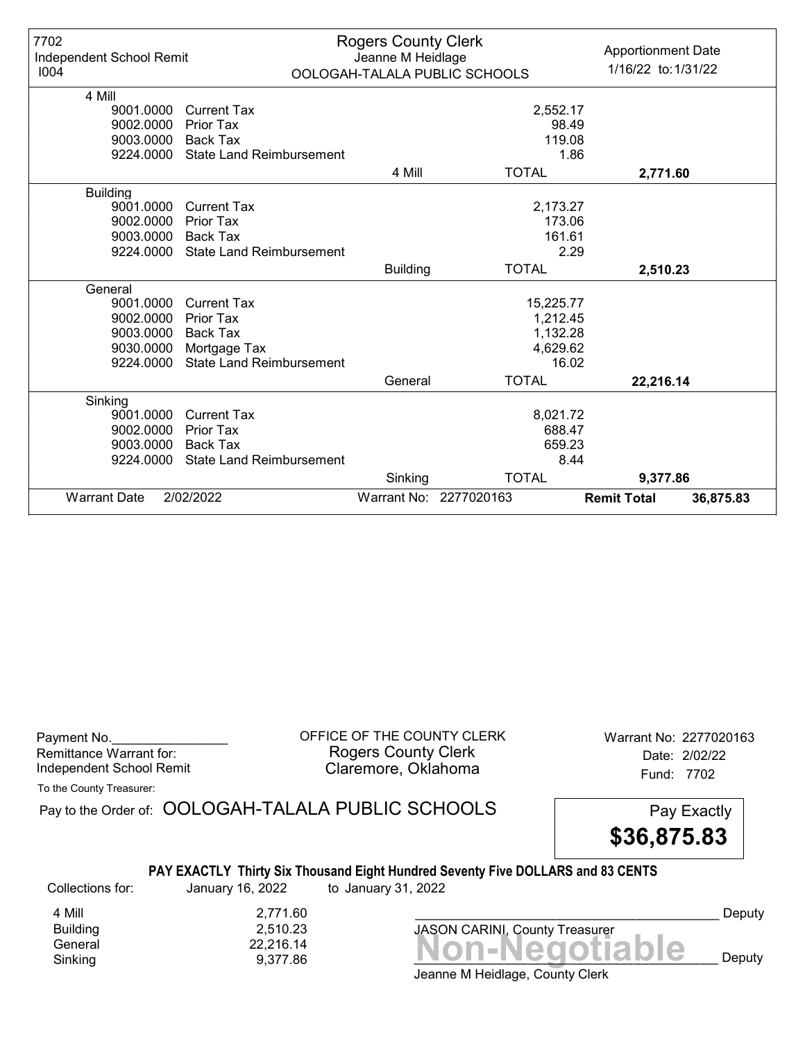7702
Independent School Remit
I004

**Rogers County Clerk**
Jeanne M Heidlage
OOLOGAH-TALALA PUBLIC SCHOOLS

Apportionment Date
1/16/22 to: 1/31/22

| Code | Description | | Amount | Total |
|---|---|---|---|---|
| **4 Mill** | | | | |
| 9001.0000 | Current Tax | | 2,552.17 | |
| 9002.0000 | Prior Tax | | 98.49 | |
| 9003.0000 | Back Tax | | 119.08 | |
| 9224.0000 | State Land Reimbursement | | 1.86 | |
| | | 4 Mill | TOTAL | **2,771.60** |
| **Building** | | | | |
| 9001.0000 | Current Tax | | 2,173.27 | |
| 9002.0000 | Prior Tax | | 173.06 | |
| 9003.0000 | Back Tax | | 161.61 | |
| 9224.0000 | State Land Reimbursement | | 2.29 | |
| | | Building | TOTAL | **2,510.23** |
| **General** | | | | |
| 9001.0000 | Current Tax | | 15,225.77 | |
| 9002.0000 | Prior Tax | | 1,212.45 | |
| 9003.0000 | Back Tax | | 1,132.28 | |
| 9030.0000 | Mortgage Tax | | 4,629.62 | |
| 9224.0000 | State Land Reimbursement | | 16.02 | |
| | | General | TOTAL | **22,216.14** |
| **Sinking** | | | | |
| 9001.0000 | Current Tax | | 8,021.72 | |
| 9002.0000 | Prior Tax | | 688.47 | |
| 9003.0000 | Back Tax | | 659.23 | |
| 9224.0000 | State Land Reimbursement | | 8.44 | |
| | | Sinking | TOTAL | **9,377.86** |

Warrant Date 2/02/2022 Warrant No: 2277020163 **Remit Total** **36,875.83**

Payment No.________________
Remittance Warrant for:
Independent School Remit

OFFICE OF THE COUNTY CLERK
Rogers County Clerk
Claremore, Oklahoma

Warrant No: 2277020163
Date: 2/02/22
Fund: 7702

To the County Treasurer:

Pay to the Order of: OOLOGAH-TALALA PUBLIC SCHOOLS

Pay Exactly
**$36,875.83**

**PAY EXACTLY Thirty Six Thousand Eight Hundred Seventy Five DOLLARS and 83 CENTS**

Collections for: January 16, 2022 to January 31, 2022

| | |
|---|---|
| 4 Mill | 2,771.60 |
| Building | 2,510.23 |
| General | 22,216.14 |
| Sinking | 9,377.86 |

_________________________________________ Deputy
JASON CARINI, County Treasurer

Non-Negotiable

_________________________________________ Deputy
Jeanne M Heidlage, County Clerk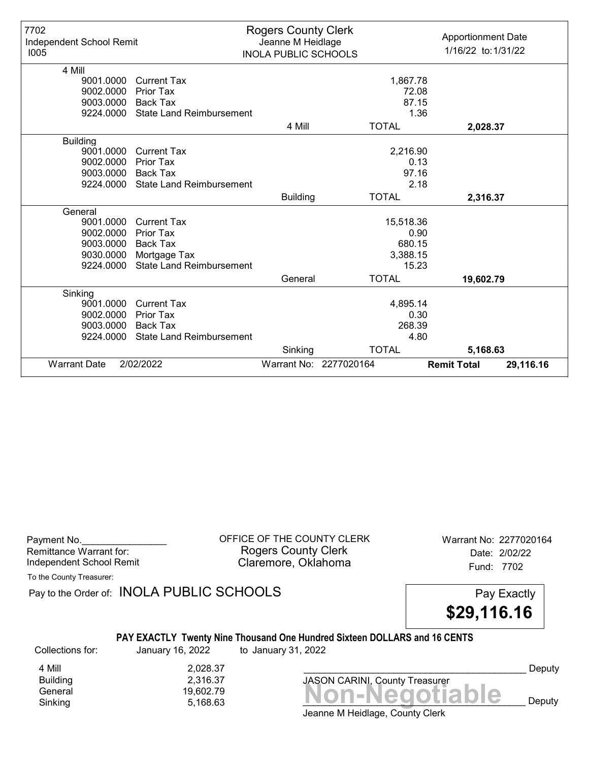| 7702 Independent School Remit I005 | Rogers County Clerk Jeanne M Heidlage INOLA PUBLIC SCHOOLS | | Apportionment Date 1/16/22 to: 1/31/22 |
|---|---|---|---|

| Code | Description | | Amount | Total |
|---|---|---|---|---|
| **4 Mill** | | | | |
| 9001.0000 | Current Tax | | 1,867.78 | |
| 9002.0000 | Prior Tax | | 72.08 | |
| 9003.0000 | Back Tax | | 87.15 | |
| 9224.0000 | State Land Reimbursement | | 1.36 | |
| | | 4 Mill | TOTAL | **2,028.37** |
| **Building** | | | | |
| 9001.0000 | Current Tax | | 2,216.90 | |
| 9002.0000 | Prior Tax | | 0.13 | |
| 9003.0000 | Back Tax | | 97.16 | |
| 9224.0000 | State Land Reimbursement | | 2.18 | |
| | | Building | TOTAL | **2,316.37** |
| **General** | | | | |
| 9001.0000 | Current Tax | | 15,518.36 | |
| 9002.0000 | Prior Tax | | 0.90 | |
| 9003.0000 | Back Tax | | 680.15 | |
| 9030.0000 | Mortgage Tax | | 3,388.15 | |
| 9224.0000 | State Land Reimbursement | | 15.23 | |
| | | General | TOTAL | **19,602.79** |
| **Sinking** | | | | |
| 9001.0000 | Current Tax | | 4,895.14 | |
| 9002.0000 | Prior Tax | | 0.30 | |
| 9003.0000 | Back Tax | | 268.39 | |
| 9224.0000 | State Land Reimbursement | | 4.80 | |
| | | Sinking | TOTAL | **5,168.63** |

Warrant Date 2/02/2022 | Warrant No: 2277020164 | **Remit Total** **29,116.16**

---

Payment No.________________
Remittance Warrant for:
Independent School Remit

OFFICE OF THE COUNTY CLERK
Rogers County Clerk
Claremore, Oklahoma

Warrant No: 2277020164
Date: 2/02/22
Fund: 7702

To the County Treasurer:

Pay to the Order of: INOLA PUBLIC SCHOOLS

Pay Exactly **$29,116.16**

**PAY EXACTLY Twenty Nine Thousand One Hundred Sixteen DOLLARS and 16 CENTS**

Collections for: January 16, 2022 to January 31, 2022

| | |
|---|---|
| 4 Mill | 2,028.37 |
| Building | 2,316.37 |
| General | 19,602.79 |
| Sinking | 5,168.63 |

________________________________________ Deputy
JASON CARINI, County Treasurer

**Non-Negotiable**
________________________________________ Deputy
Jeanne M Heidlage, County Clerk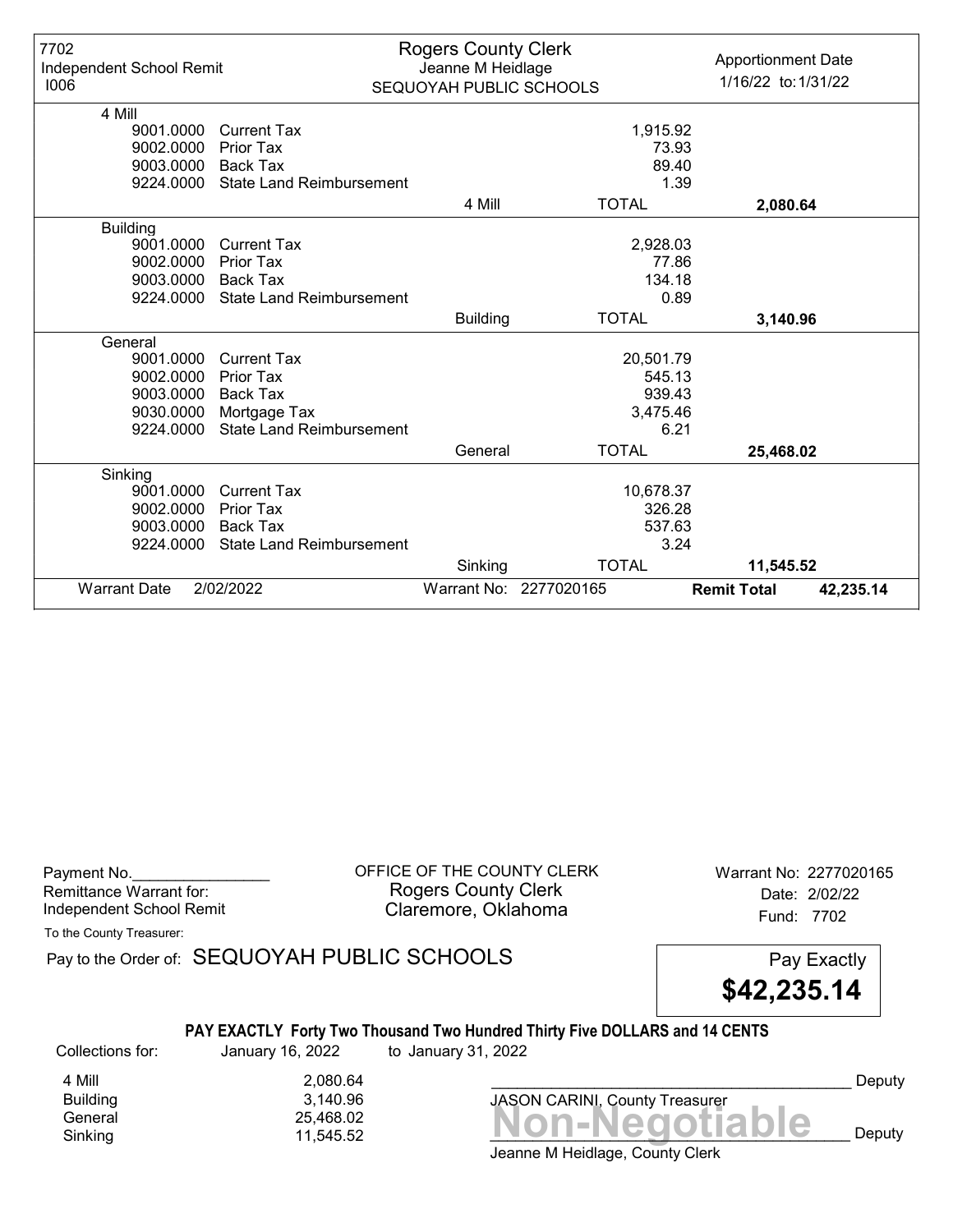7702
Independent School Remit
I006

**Rogers County Clerk**
Jeanne M Heidlage
SEQUOYAH PUBLIC SCHOOLS

Apportionment Date
1/16/22 to: 1/31/22

| Code | Description | | Amount | Total |
|---|---|---|---|---|
| **4 Mill** | | | | |
| 9001.0000 | Current Tax | | 1,915.92 | |
| 9002.0000 | Prior Tax | | 73.93 | |
| 9003.0000 | Back Tax | | 89.40 | |
| 9224.0000 | State Land Reimbursement | | 1.39 | |
| | | 4 Mill | TOTAL | **2,080.64** |
| **Building** | | | | |
| 9001.0000 | Current Tax | | 2,928.03 | |
| 9002.0000 | Prior Tax | | 77.86 | |
| 9003.0000 | Back Tax | | 134.18 | |
| 9224.0000 | State Land Reimbursement | | 0.89 | |
| | | Building | TOTAL | **3,140.96** |
| **General** | | | | |
| 9001.0000 | Current Tax | | 20,501.79 | |
| 9002.0000 | Prior Tax | | 545.13 | |
| 9003.0000 | Back Tax | | 939.43 | |
| 9030.0000 | Mortgage Tax | | 3,475.46 | |
| 9224.0000 | State Land Reimbursement | | 6.21 | |
| | | General | TOTAL | **25,468.02** |
| **Sinking** | | | | |
| 9001.0000 | Current Tax | | 10,678.37 | |
| 9002.0000 | Prior Tax | | 326.28 | |
| 9003.0000 | Back Tax | | 537.63 | |
| 9224.0000 | State Land Reimbursement | | 3.24 | |
| | | Sinking | TOTAL | **11,545.52** |

Warrant Date 2/02/2022 | Warrant No: 2277020165 | **Remit Total** 42,235.14

---

Payment No.________________
Remittance Warrant for:
Independent School Remit

OFFICE OF THE COUNTY CLERK
Rogers County Clerk
Claremore, Oklahoma

Warrant No: 2277020165
Date: 2/02/22
Fund: 7702

To the County Treasurer:

Pay to the Order of: SEQUOYAH PUBLIC SCHOOLS

Pay Exactly
**$42,235.14**

**PAY EXACTLY Forty Two Thousand Two Hundred Thirty Five DOLLARS and 14 CENTS**

Collections for: January 16, 2022 to January 31, 2022

| | |
|---|---|
| 4 Mill | 2,080.64 |
| Building | 3,140.96 |
| General | 25,468.02 |
| Sinking | 11,545.52 |

__________________________________________ Deputy
JASON CARINI, County Treasurer

Non-Negotiable

__________________________________________ Deputy
Jeanne M Heidlage, County Clerk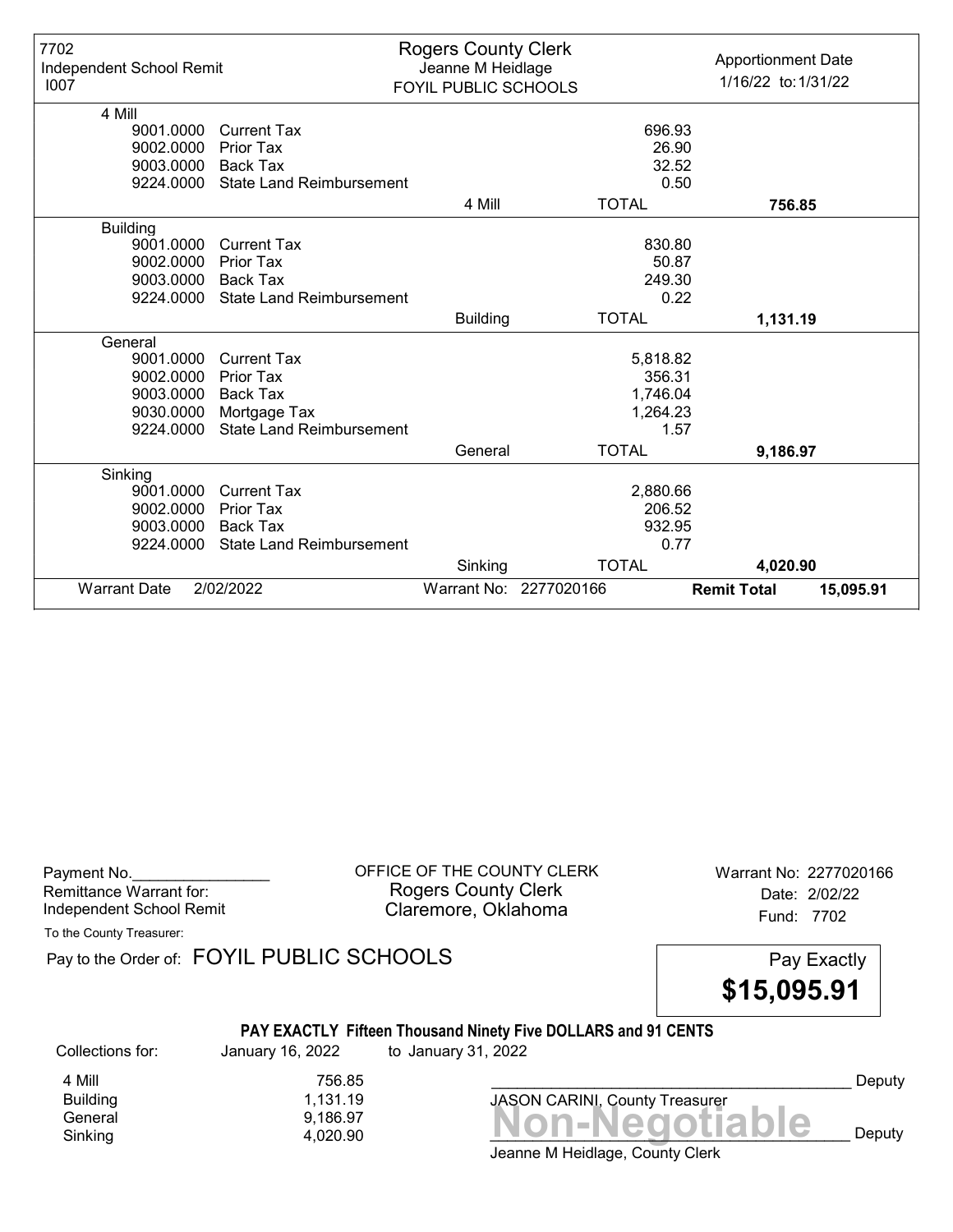| 7702 Independent School Remit I007 | Rogers County Clerk Jeanne M Heidlage FOYIL PUBLIC SCHOOLS | | Apportionment Date 1/16/22 to: 1/31/22 |
|---|---|---|---|
| **4 Mill** | | | |
| 9001.0000 Current Tax | | 696.93 | |
| 9002.0000 Prior Tax | | 26.90 | |
| 9003.0000 Back Tax | | 32.52 | |
| 9224.0000 State Land Reimbursement | | 0.50 | |
| | 4 Mill | TOTAL | **756.85** |
| **Building** | | | |
| 9001.0000 Current Tax | | 830.80 | |
| 9002.0000 Prior Tax | | 50.87 | |
| 9003.0000 Back Tax | | 249.30 | |
| 9224.0000 State Land Reimbursement | | 0.22 | |
| | Building | TOTAL | **1,131.19** |
| **General** | | | |
| 9001.0000 Current Tax | | 5,818.82 | |
| 9002.0000 Prior Tax | | 356.31 | |
| 9003.0000 Back Tax | | 1,746.04 | |
| 9030.0000 Mortgage Tax | | 1,264.23 | |
| 9224.0000 State Land Reimbursement | | 1.57 | |
| | General | TOTAL | **9,186.97** |
| **Sinking** | | | |
| 9001.0000 Current Tax | | 2,880.66 | |
| 9002.0000 Prior Tax | | 206.52 | |
| 9003.0000 Back Tax | | 932.95 | |
| 9224.0000 State Land Reimbursement | | 0.77 | |
| | Sinking | TOTAL | **4,020.90** |
| Warrant Date 2/02/2022 | Warrant No: 2277020166 | **Remit Total** | **15,095.91** |

Payment No.________________
Remittance Warrant for:
Independent School Remit

OFFICE OF THE COUNTY CLERK
Rogers County Clerk
Claremore, Oklahoma

Warrant No: 2277020166
Date: 2/02/22
Fund: 7702

To the County Treasurer:

Pay to the Order of: FOYIL PUBLIC SCHOOLS

Pay Exactly **$15,095.91**

**PAY EXACTLY Fifteen Thousand Ninety Five DOLLARS and 91 CENTS**

Collections for: January 16, 2022 to January 31, 2022

| | |
|---|---|
| 4 Mill | 756.85 |
| Building | 1,131.19 |
| General | 9,186.97 |
| Sinking | 4,020.90 |

_______________________________________ Deputy
JASON CARINI, County Treasurer

**Non-Negotiable**

_______________________________________ Deputy
Jeanne M Heidlage, County Clerk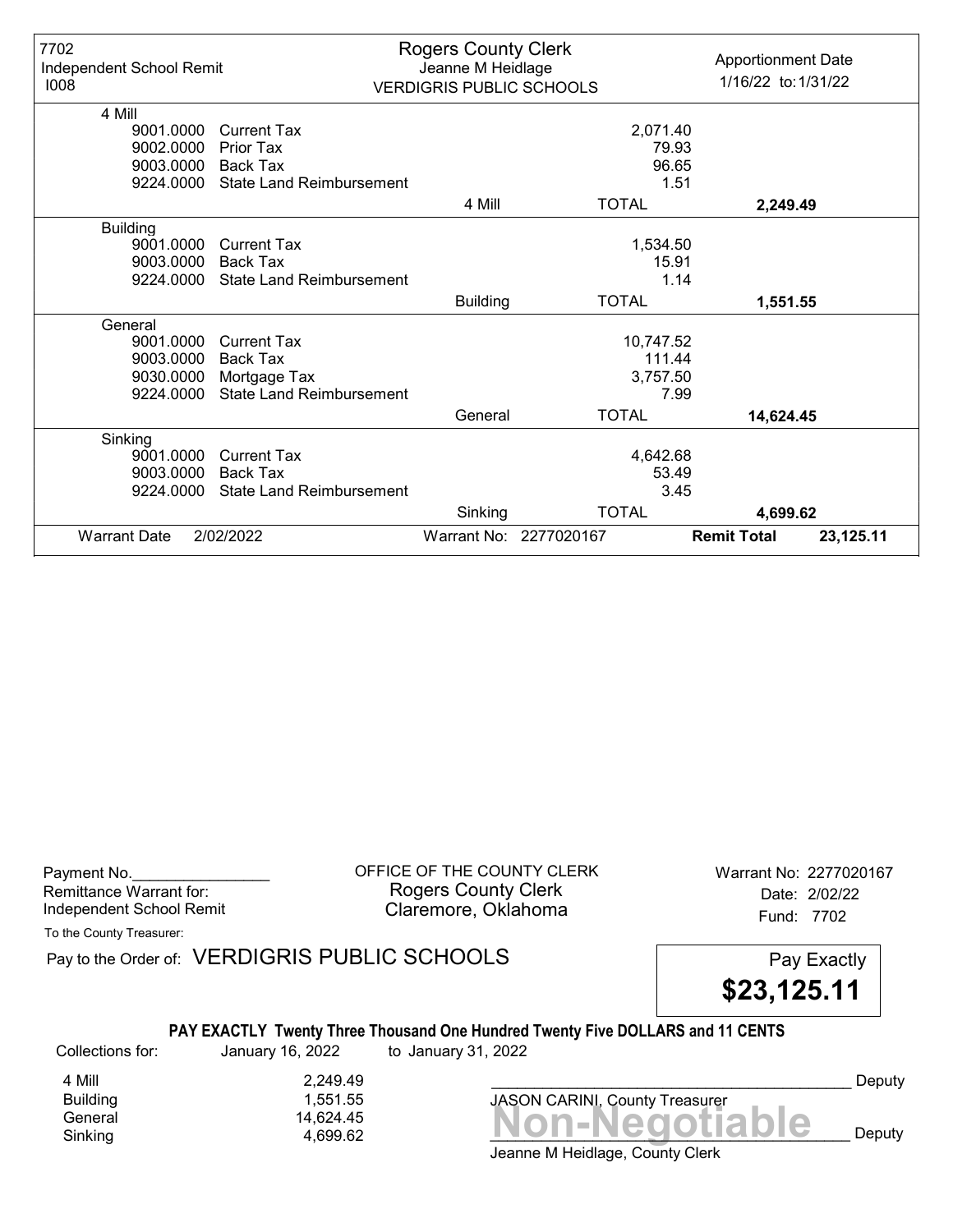| 7702 Independent School Remit I008 | Rogers County Clerk Jeanne M Heidlage VERDIGRIS PUBLIC SCHOOLS | | Apportionment Date 1/16/22 to: 1/31/22 |
|---|---|---|---|
| **4 Mill** | | | |
| 9001.0000 Current Tax | | 2,071.40 | |
| 9002.0000 Prior Tax | | 79.93 | |
| 9003.0000 Back Tax | | 96.65 | |
| 9224.0000 State Land Reimbursement | | 1.51 | |
| | 4 Mill | TOTAL | **2,249.49** |
| **Building** | | | |
| 9001.0000 Current Tax | | 1,534.50 | |
| 9003.0000 Back Tax | | 15.91 | |
| 9224.0000 State Land Reimbursement | | 1.14 | |
| | Building | TOTAL | **1,551.55** |
| **General** | | | |
| 9001.0000 Current Tax | | 10,747.52 | |
| 9003.0000 Back Tax | | 111.44 | |
| 9030.0000 Mortgage Tax | | 3,757.50 | |
| 9224.0000 State Land Reimbursement | | 7.99 | |
| | General | TOTAL | **14,624.45** |
| **Sinking** | | | |
| 9001.0000 Current Tax | | 4,642.68 | |
| 9003.0000 Back Tax | | 53.49 | |
| 9224.0000 State Land Reimbursement | | 3.45 | |
| | Sinking | TOTAL | **4,699.62** |
| Warrant Date 2/02/2022 | Warrant No: 2277020167 | **Remit Total** | **23,125.11** |

Payment No.________________
Remittance Warrant for:
Independent School Remit

OFFICE OF THE COUNTY CLERK
Rogers County Clerk
Claremore, Oklahoma

Warrant No: 2277020167
Date: 2/02/22
Fund: 7702

To the County Treasurer:

Pay to the Order of: VERDIGRIS PUBLIC SCHOOLS

Pay Exactly **$23,125.11**

**PAY EXACTLY Twenty Three Thousand One Hundred Twenty Five DOLLARS and 11 CENTS**

Collections for: January 16, 2022 to January 31, 2022

| | |
|---|---|
| 4 Mill | 2,249.49 |
| Building | 1,551.55 |
| General | 14,624.45 |
| Sinking | 4,699.62 |

__________________________________________ Deputy
JASON CARINI, County Treasurer

**Non-Negotiable**

__________________________________________ Deputy
Jeanne M Heidlage, County Clerk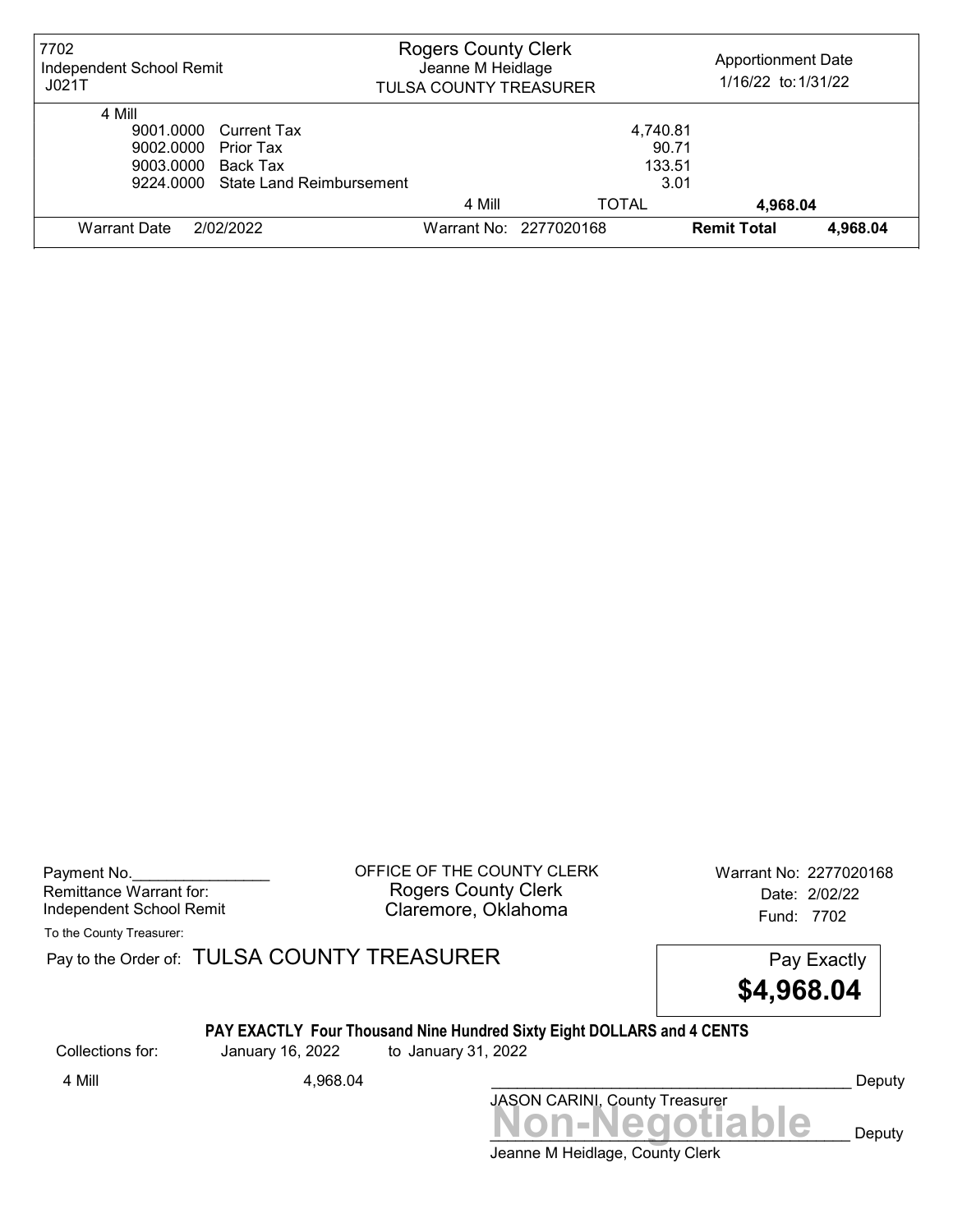| 7702 Independent School Remit J021T | Rogers County Clerk Jeanne M Heidlage TULSA COUNTY TREASURER | | Apportionment Date 1/16/22 to: 1/31/22 | |
|---|---|---|---|---|
| 4 Mill | | | | |
| 9001.0000 Current Tax | | 4,740.81 | | |
| 9002.0000 Prior Tax | | 90.71 | | |
| 9003.0000 Back Tax | | 133.51 | | |
| 9224.0000 State Land Reimbursement | | 3.01 | | |
| | 4 Mill | TOTAL | **4,968.04** | |
| Warrant Date 2/02/2022 | Warrant No: 2277020168 | | **Remit Total** | **4,968.04** |

Payment No.________________
Remittance Warrant for:
Independent School Remit

OFFICE OF THE COUNTY CLERK
Rogers County Clerk
Claremore, Oklahoma

Warrant No: 2277020168
Date: 2/02/22
Fund: 7702

To the County Treasurer:

Pay to the Order of: TULSA COUNTY TREASURER

Pay Exactly **$4,968.04**

**PAY EXACTLY Four Thousand Nine Hundred Sixty Eight DOLLARS and 4 CENTS**

Collections for: January 16, 2022 to January 31, 2022

4 Mill 4,968.04

__________________________________________ Deputy
JASON CARINI, County Treasurer

**Non-Negotiable**
__________________________________________ Deputy
Jeanne M Heidlage, County Clerk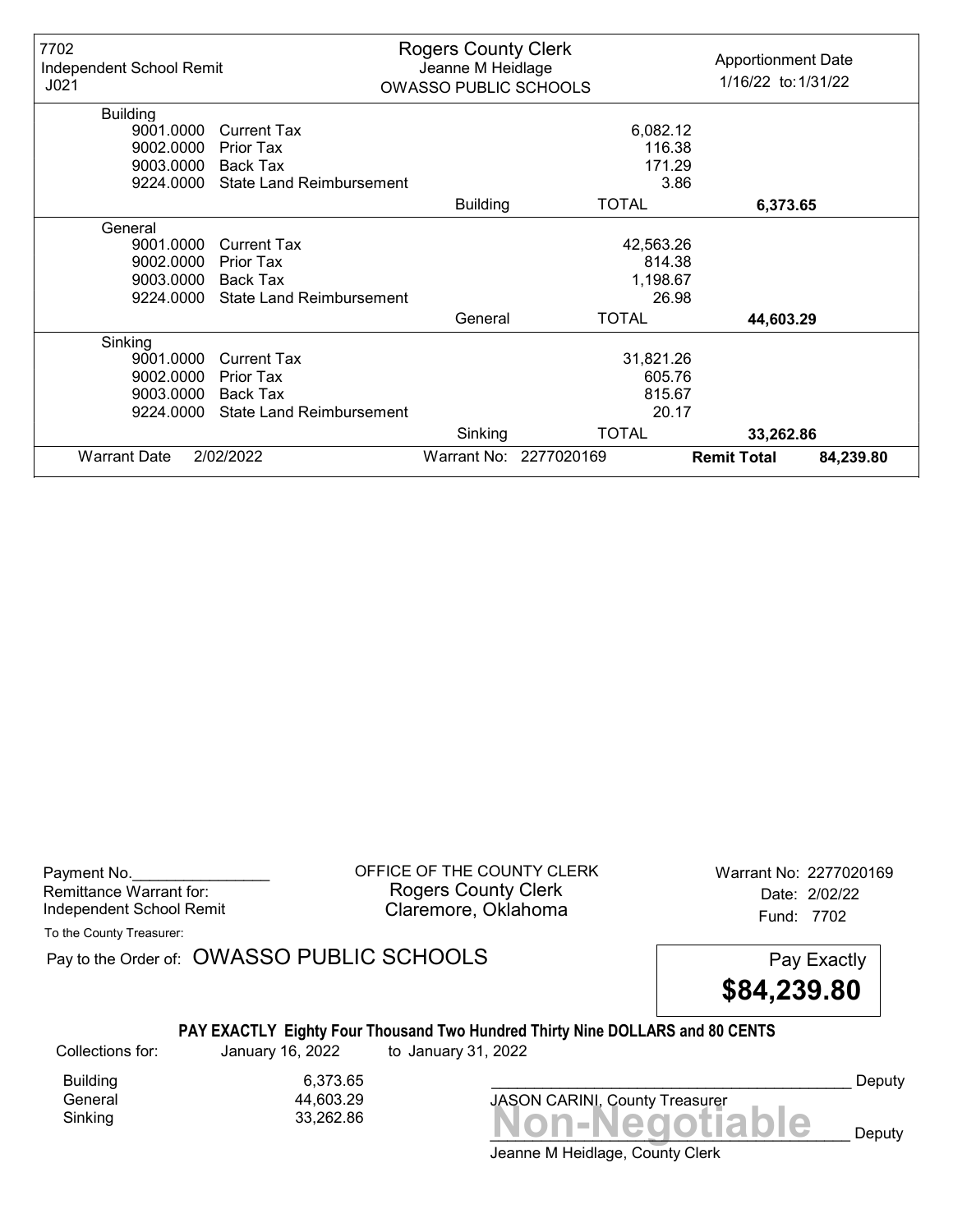| 7702 Independent School Remit J021 | Rogers County Clerk Jeanne M Heidlage OWASSO PUBLIC SCHOOLS | | Apportionment Date 1/16/22 to: 1/31/22 |
|---|---|---|---|
| **Building** | | | |
| 9001.0000 Current Tax | | 6,082.12 | |
| 9002.0000 Prior Tax | | 116.38 | |
| 9003.0000 Back Tax | | 171.29 | |
| 9224.0000 State Land Reimbursement | | 3.86 | |
| | Building | TOTAL | **6,373.65** |
| **General** | | | |
| 9001.0000 Current Tax | | 42,563.26 | |
| 9002.0000 Prior Tax | | 814.38 | |
| 9003.0000 Back Tax | | 1,198.67 | |
| 9224.0000 State Land Reimbursement | | 26.98 | |
| | General | TOTAL | **44,603.29** |
| **Sinking** | | | |
| 9001.0000 Current Tax | | 31,821.26 | |
| 9002.0000 Prior Tax | | 605.76 | |
| 9003.0000 Back Tax | | 815.67 | |
| 9224.0000 State Land Reimbursement | | 20.17 | |
| | Sinking | TOTAL | **33,262.86** |
| Warrant Date 2/02/2022 | Warrant No: 2277020169 | | **Remit Total** 84,239.80 |

Payment No.________________
Remittance Warrant for:
Independent School Remit

OFFICE OF THE COUNTY CLERK
Rogers County Clerk
Claremore, Oklahoma

Warrant No: 2277020169
Date: 2/02/22
Fund: 7702

To the County Treasurer:

Pay to the Order of: OWASSO PUBLIC SCHOOLS

Pay Exactly **$84,239.80**

**PAY EXACTLY Eighty Four Thousand Two Hundred Thirty Nine DOLLARS and 80 CENTS**

Collections for: January 16, 2022 to January 31, 2022

| | |
|---|---|
| Building | 6,373.65 |
| General | 44,603.29 |
| Sinking | 33,262.86 |

_______________________________________ Deputy
JASON CARINI, County Treasurer

**Non-Negotiable**

_______________________________________ Deputy
Jeanne M Heidlage, County Clerk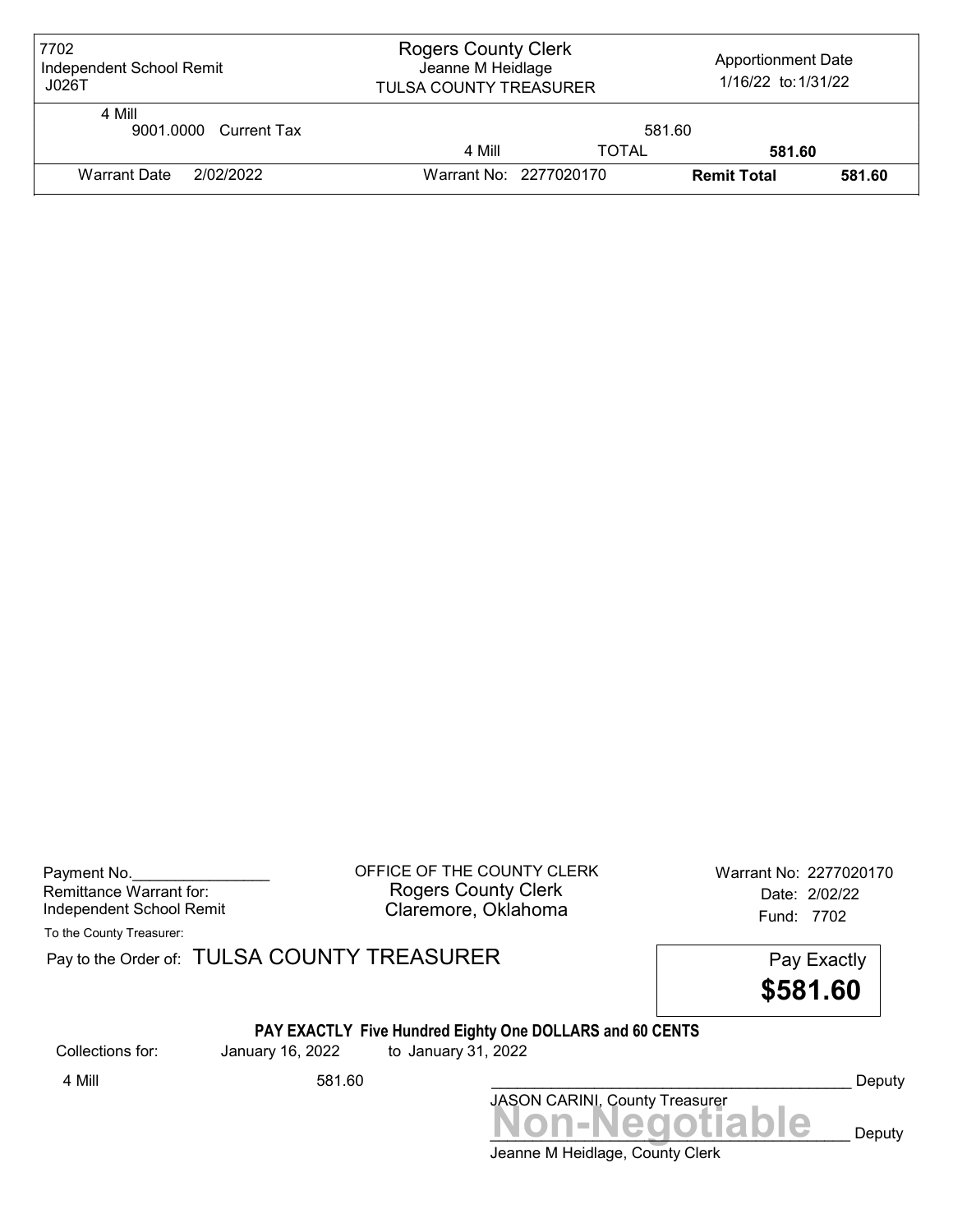| 7702 Independent School Remit J026T | Rogers County Clerk Jeanne M Heidlage TULSA COUNTY TREASURER | | Apportionment Date 1/16/22 to: 1/31/22 | |
|---|---|---|---|---|
| 4 Mill | | | | |
| 9001.0000 Current Tax | | 581.60 | | |
| | 4 Mill | TOTAL | **581.60** | |
| Warrant Date 2/02/2022 | Warrant No: 2277020170 | | **Remit Total** | **581.60** |

Payment No.________________
Remittance Warrant for:
Independent School Remit

OFFICE OF THE COUNTY CLERK
Rogers County Clerk
Claremore, Oklahoma

Warrant No: 2277020170
Date: 2/02/22
Fund: 7702

To the County Treasurer:

Pay to the Order of: TULSA COUNTY TREASURER

Pay Exactly
**$581.60**

**PAY EXACTLY Five Hundred Eighty One DOLLARS and 60 CENTS**

| Collections for: | January 16, 2022 | to January 31, 2022 |
|---|---|---|
| 4 Mill | 581.60 | |

__________________________________________ Deputy
JASON CARINI, County Treasurer

**Non-Negotiable**
__________________________________________ Deputy
Jeanne M Heidlage, County Clerk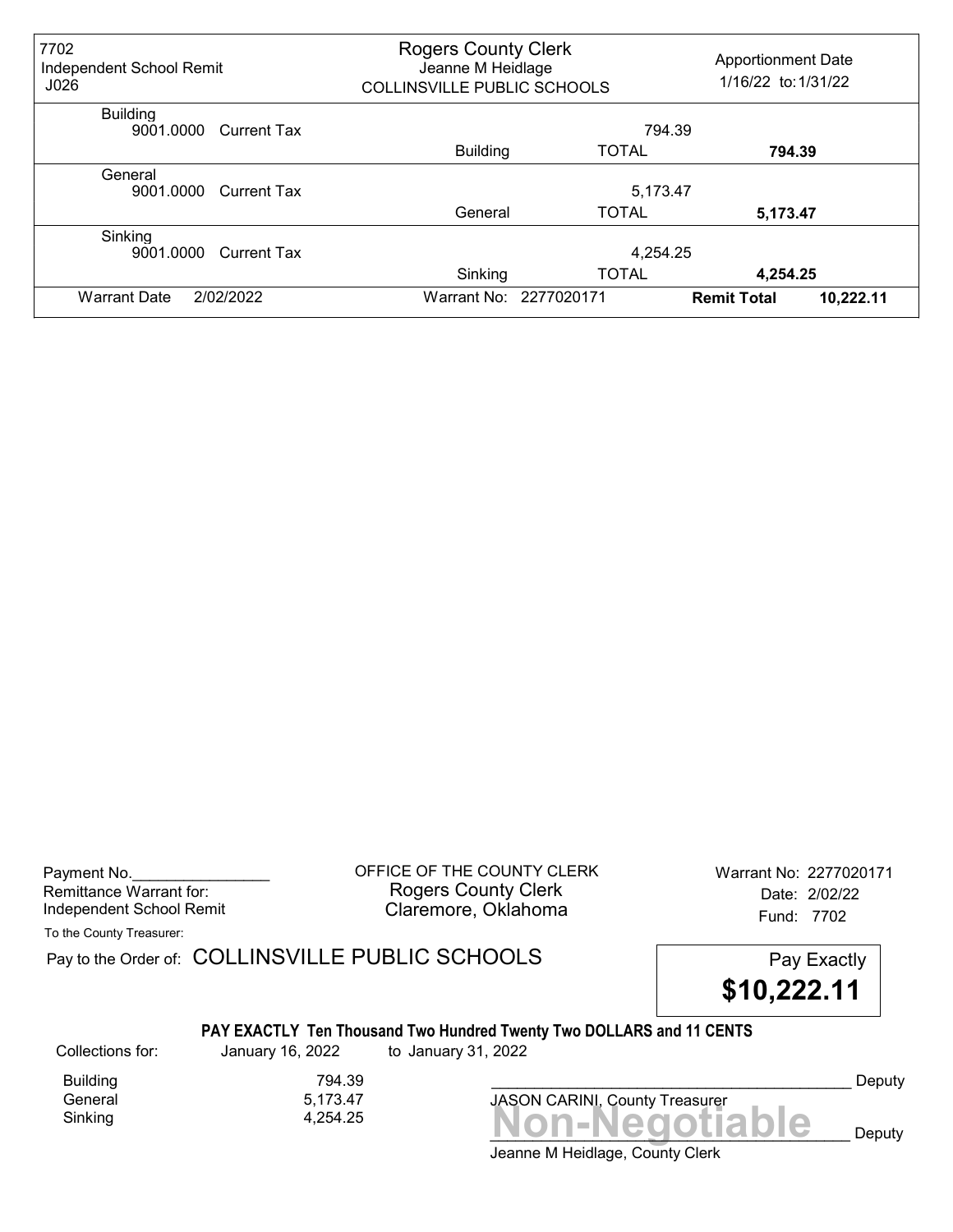| 7702 Independent School Remit J026 | Rogers County Clerk Jeanne M Heidlage COLLINSVILLE PUBLIC SCHOOLS | | Apportionment Date 1/16/22 to: 1/31/22 |
|---|---|---|---|
| Building | | | |
| 9001.0000 Current Tax | | 794.39 | |
| | Building | TOTAL | **794.39** |
| General | | | |
| 9001.0000 Current Tax | | 5,173.47 | |
| | General | TOTAL | **5,173.47** |
| Sinking | | | |
| 9001.0000 Current Tax | | 4,254.25 | |
| | Sinking | TOTAL | **4,254.25** |
| Warrant Date 2/02/2022 | Warrant No: 2277020171 | | **Remit Total** **10,222.11** |

Payment No.________________
Remittance Warrant for:
Independent School Remit

OFFICE OF THE COUNTY CLERK
Rogers County Clerk
Claremore, Oklahoma

Warrant No: 2277020171
Date: 2/02/22
Fund: 7702

To the County Treasurer:

Pay to the Order of: COLLINSVILLE PUBLIC SCHOOLS

Pay Exactly
**$10,222.11**

**PAY EXACTLY Ten Thousand Two Hundred Twenty Two DOLLARS and 11 CENTS**

Collections for: January 16, 2022 to January 31, 2022

| | |
|---|---|
| Building | 794.39 |
| General | 5,173.47 |
| Sinking | 4,254.25 |

__________________________________________ Deputy
JASON CARINI, County Treasurer

**Non-Negotiable**
__________________________________________ Deputy
Jeanne M Heidlage, County Clerk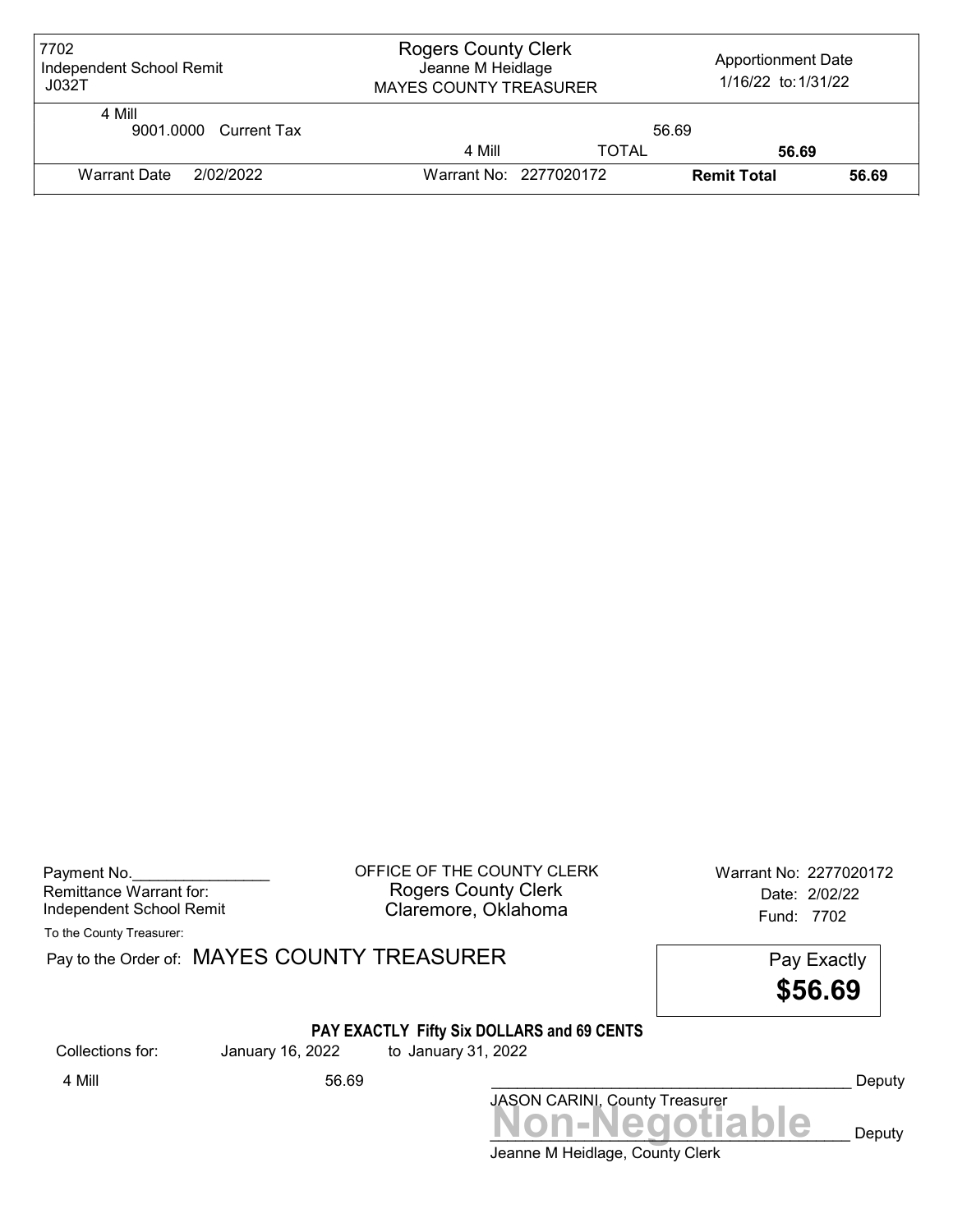| 7702 Independent School Remit J032T | Rogers County Clerk Jeanne M Heidlage MAYES COUNTY TREASURER | | Apportionment Date 1/16/22 to: 1/31/22 | |
|---|---|---|---|---|
| 4 Mill | | | | |
| 9001.0000 Current Tax | | | 56.69 | |
| | 4 Mill | TOTAL | **56.69** | |
| Warrant Date 2/02/2022 | Warrant No: 2277020172 | | **Remit Total** | **56.69** |

Payment No.________________
Remittance Warrant for:
Independent School Remit

OFFICE OF THE COUNTY CLERK
Rogers County Clerk
Claremore, Oklahoma

Warrant No: 2277020172
Date: 2/02/22
Fund: 7702

To the County Treasurer:

Pay to the Order of: MAYES COUNTY TREASURER

Pay Exactly
**$56.69**

**PAY EXACTLY Fifty Six DOLLARS and 69 CENTS**

Collections for: January 16, 2022 to January 31, 2022

4 Mill 56.69

__________________________________________ Deputy
JASON CARINI, County Treasurer

**Non-Negotiable**
__________________________________________ Deputy
Jeanne M Heidlage, County Clerk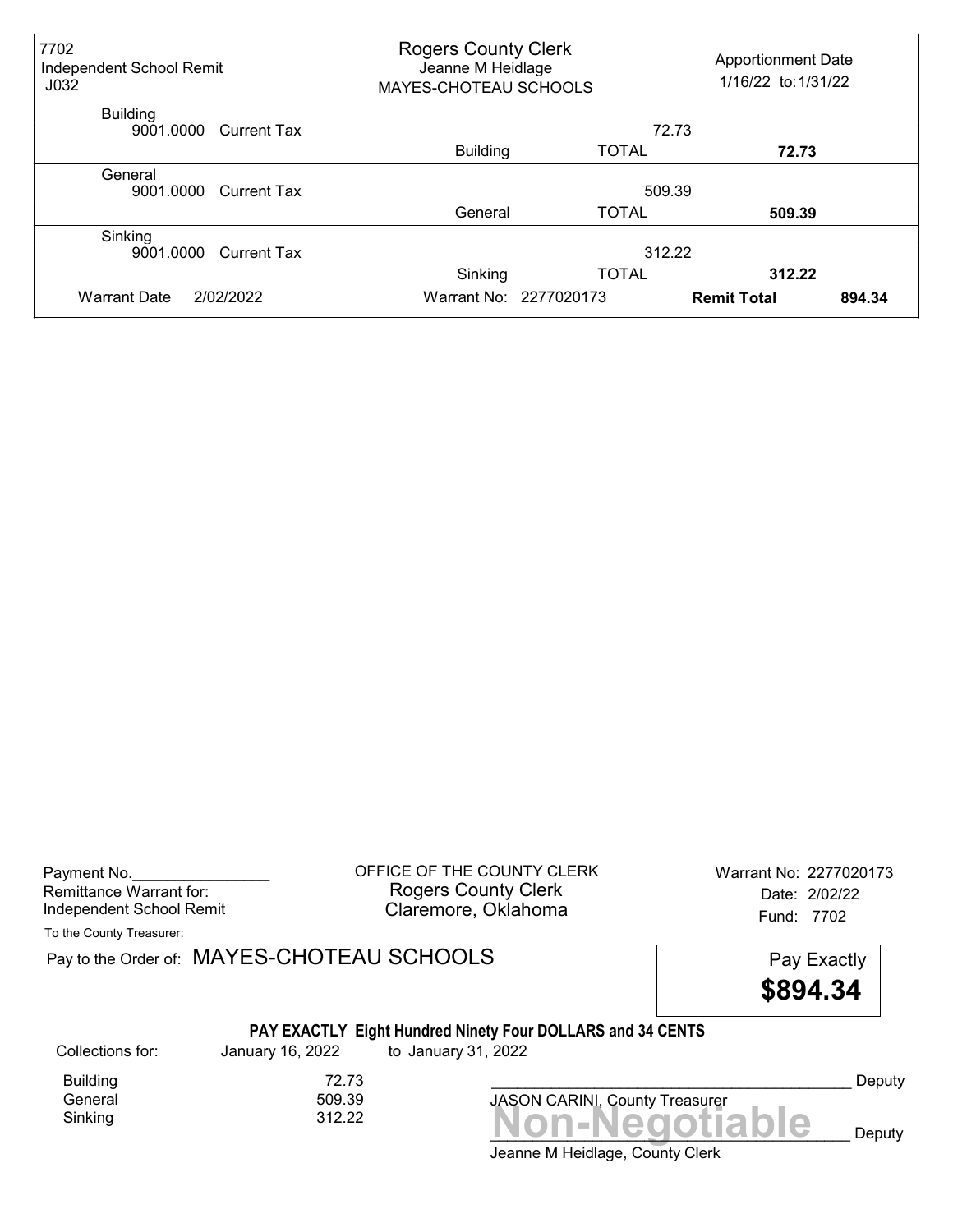| 7702 Independent School Remit J032 | Rogers County Clerk Jeanne M Heidlage MAYES-CHOTEAU SCHOOLS | | Apportionment Date 1/16/22 to: 1/31/22 |
|---|---|---|---|
| Building | | | |
| 9001.0000 Current Tax | | 72.73 | |
| | Building | TOTAL | **72.73** |
| General | | | |
| 9001.0000 Current Tax | | 509.39 | |
| | General | TOTAL | **509.39** |
| Sinking | | | |
| 9001.0000 Current Tax | | 312.22 | |
| | Sinking | TOTAL | **312.22** |
| Warrant Date 2/02/2022 | Warrant No: 2277020173 | **Remit Total** | **894.34** |

Payment No.________________
Remittance Warrant for:
Independent School Remit

OFFICE OF THE COUNTY CLERK
Rogers County Clerk
Claremore, Oklahoma

Warrant No: 2277020173
Date: 2/02/22
Fund: 7702

To the County Treasurer:

Pay to the Order of: MAYES-CHOTEAU SCHOOLS

Pay Exactly
**$894.34**

**PAY EXACTLY Eight Hundred Ninety Four DOLLARS and 34 CENTS**

Collections for: January 16, 2022 to January 31, 2022

| | |
|---|---|
| Building | 72.73 |
| General | 509.39 |
| Sinking | 312.22 |

__________________________________________ Deputy
JASON CARINI, County Treasurer

**Non-Negotiable**
__________________________________________ Deputy
Jeanne M Heidlage, County Clerk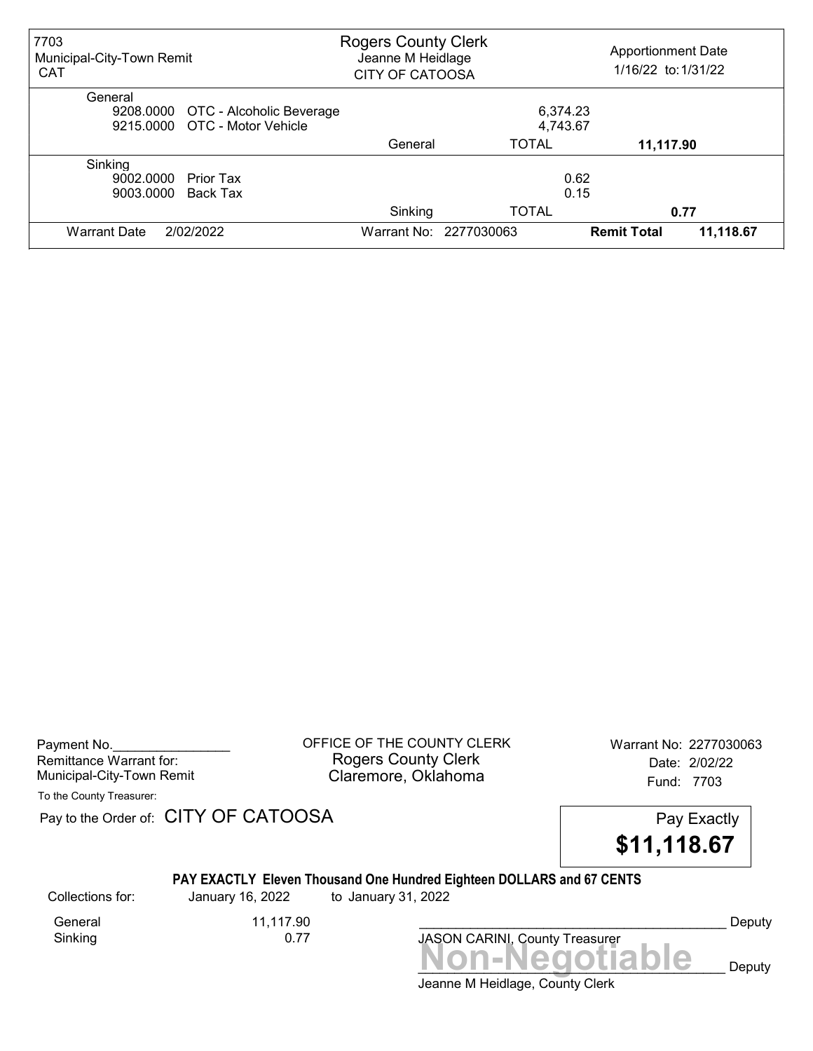| 7703 Municipal-City-Town Remit CAT | Rogers County Clerk Jeanne M Heidlage CITY OF CATOOSA | | Apportionment Date 1/16/22 to: 1/31/22 |
|---|---|---|---|
| General | | | |
| 9208.0000 OTC - Alcoholic Beverage | | 6,374.23 | |
| 9215.0000 OTC - Motor Vehicle | | 4,743.67 | |
| | General | TOTAL | **11,117.90** |
| Sinking | | | |
| 9002.0000 Prior Tax | | 0.62 | |
| 9003.0000 Back Tax | | 0.15 | |
| | Sinking | TOTAL | **0.77** |
| Warrant Date 2/02/2022 | Warrant No: 2277030063 | **Remit Total** | **11,118.67** |

Payment No.________________
Remittance Warrant for:
Municipal-City-Town Remit

OFFICE OF THE COUNTY CLERK
Rogers County Clerk
Claremore, Oklahoma

Warrant No: 2277030063
Date: 2/02/22
Fund: 7703

To the County Treasurer:

Pay to the Order of: CITY OF CATOOSA

Pay Exactly
**$11,118.67**

**PAY EXACTLY Eleven Thousand One Hundred Eighteen DOLLARS and 67 CENTS**

| Collections for: | January 16, 2022 | to January 31, 2022 |
|---|---|---|
| General | 11,117.90 | |
| Sinking | 0.77 | |

___________________________________________ Deputy
JASON CARINI, County Treasurer

**Non-Negotiable**

___________________________________________ Deputy
Jeanne M Heidlage, County Clerk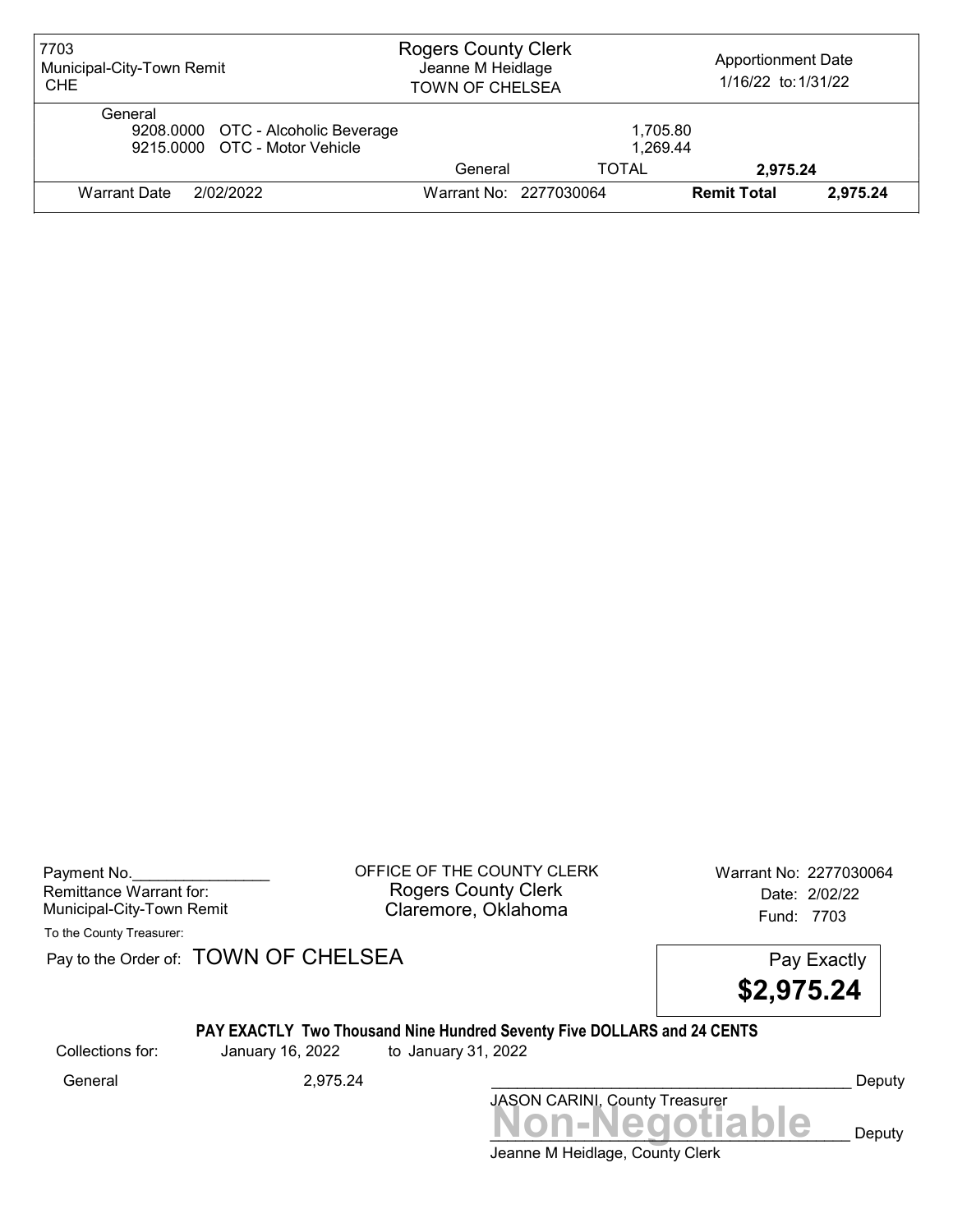| 7703 Municipal-City-Town Remit CHE | Rogers County Clerk Jeanne M Heidlage TOWN OF CHELSEA | | Apportionment Date 1/16/22 to: 1/31/22 |
|---|---|---|---|
| General | | | |
| 9208.0000 OTC - Alcoholic Beverage | | 1,705.80 | |
| 9215.0000 OTC - Motor Vehicle | | 1,269.44 | |
| | General | TOTAL | 2,975.24 |
| Warrant Date 2/02/2022 | Warrant No: 2277030064 | Remit Total | 2,975.24 |

Payment No.________________
Remittance Warrant for:
Municipal-City-Town Remit

OFFICE OF THE COUNTY CLERK
Rogers County Clerk
Claremore, Oklahoma

Warrant No: 2277030064
Date: 2/02/22
Fund: 7703

To the County Treasurer:

Pay to the Order of: TOWN OF CHELSEA

Pay Exactly
**$2,975.24**

**PAY EXACTLY Two Thousand Nine Hundred Seventy Five DOLLARS and 24 CENTS**

Collections for: January 16, 2022 to January 31, 2022

General 2,975.24

________________________________________ Deputy
JASON CARINI, County Treasurer

**Non-Negotiable**

________________________________________ Deputy
Jeanne M Heidlage, County Clerk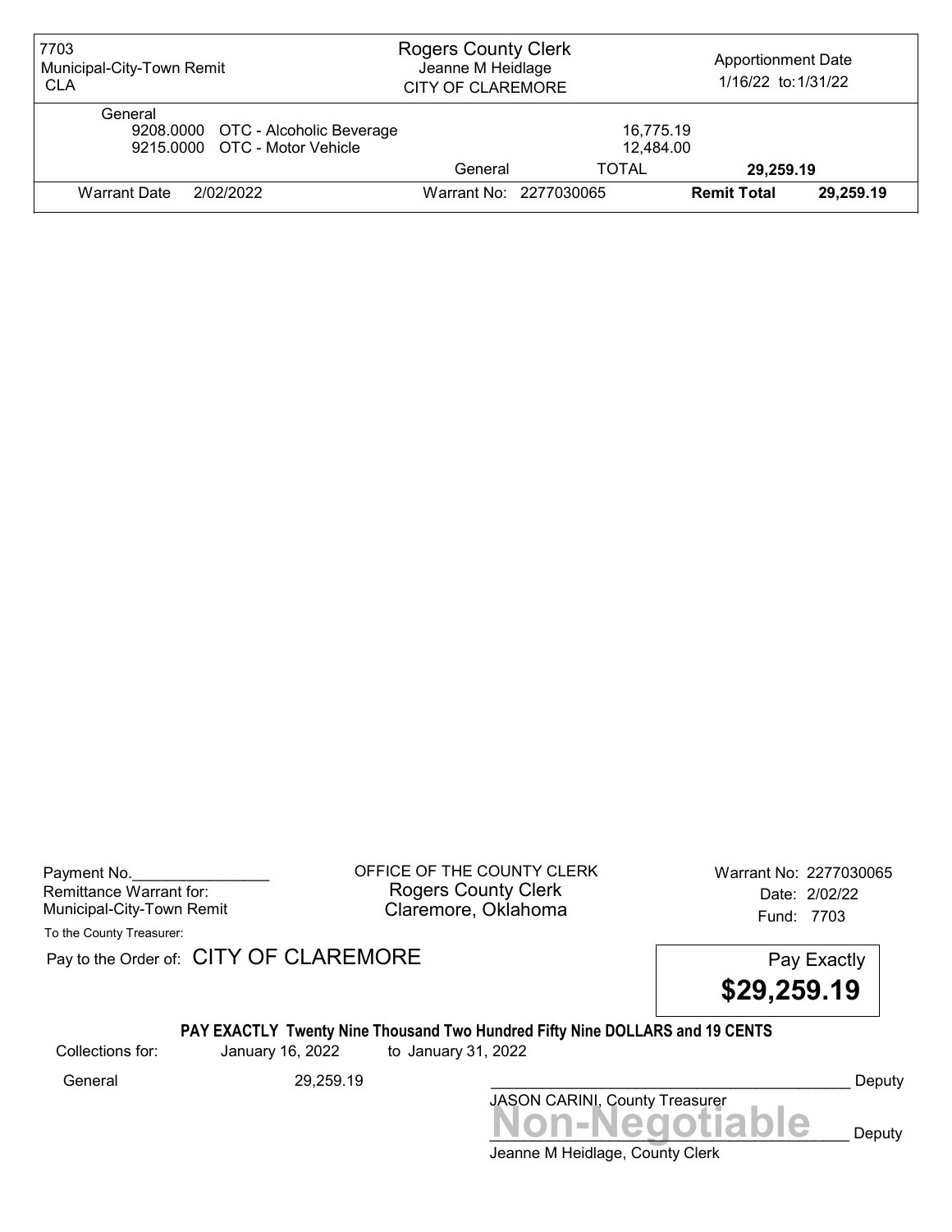| 7703 Municipal-City-Town Remit CLA | Rogers County Clerk Jeanne M Heidlage CITY OF CLAREMORE | | Apportionment Date 1/16/22 to: 1/31/22 | |
|---|---|---|---|---|
| General | | | | |
| 9208.0000 OTC - Alcoholic Beverage | | 16,775.19 | | |
| 9215.0000 OTC - Motor Vehicle | | 12,484.00 | | |
| | General | TOTAL | **29,259.19** | |
| Warrant Date 2/02/2022 | Warrant No: 2277030065 | | **Remit Total** | **29,259.19** |

Payment No.________________
Remittance Warrant for:
Municipal-City-Town Remit

OFFICE OF THE COUNTY CLERK
Rogers County Clerk
Claremore, Oklahoma

Warrant No: 2277030065
Date: 2/02/22
Fund: 7703

To the County Treasurer:

Pay to the Order of: CITY OF CLAREMORE

Pay Exactly
**$29,259.19**

**PAY EXACTLY Twenty Nine Thousand Two Hundred Fifty Nine DOLLARS and 19 CENTS**

Collections for: January 16, 2022 to January 31, 2022

General 29,259.19

__________________________________________ Deputy
JASON CARINI, County Treasurer

**Non-Negotiable**
__________________________________________ Deputy
Jeanne M Heidlage, County Clerk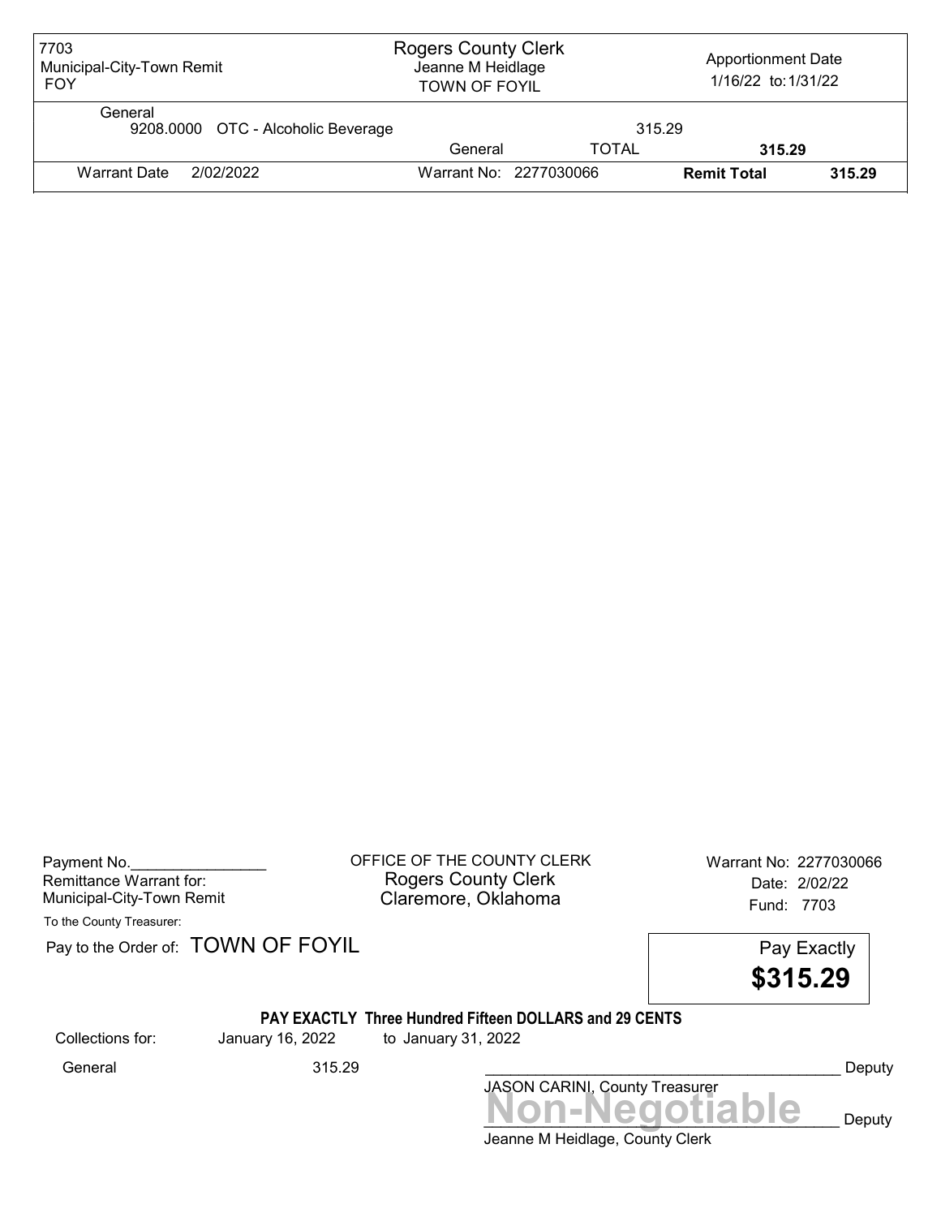| 7703 Municipal-City-Town Remit FOY | Rogers County Clerk Jeanne M Heidlage TOWN OF FOYIL | | Apportionment Date 1/16/22 to: 1/31/22 | |
|---|---|---|---|---|
| General | | | | |
| 9208.0000 OTC - Alcoholic Beverage | | 315.29 | | |
| | General | TOTAL | 315.29 | |
| Warrant Date 2/02/2022 | Warrant No: 2277030066 | | Remit Total | 315.29 |

Payment No.________________

Remittance Warrant for:
Municipal-City-Town Remit

OFFICE OF THE COUNTY CLERK
Rogers County Clerk
Claremore, Oklahoma

Warrant No: 2277030066
Date: 2/02/22
Fund: 7703

To the County Treasurer:

Pay to the Order of: TOWN OF FOYIL

Pay Exactly
**$315.29**

**PAY EXACTLY Three Hundred Fifteen DOLLARS and 29 CENTS**

| Collections for: | January 16, 2022 | to January 31, 2022 |
|---|---|---|
| General | 315.29 | |

____________________________________________ Deputy
JASON CARINI, County Treasurer

**Non-Negotiable**
____________________________________________ Deputy
Jeanne M Heidlage, County Clerk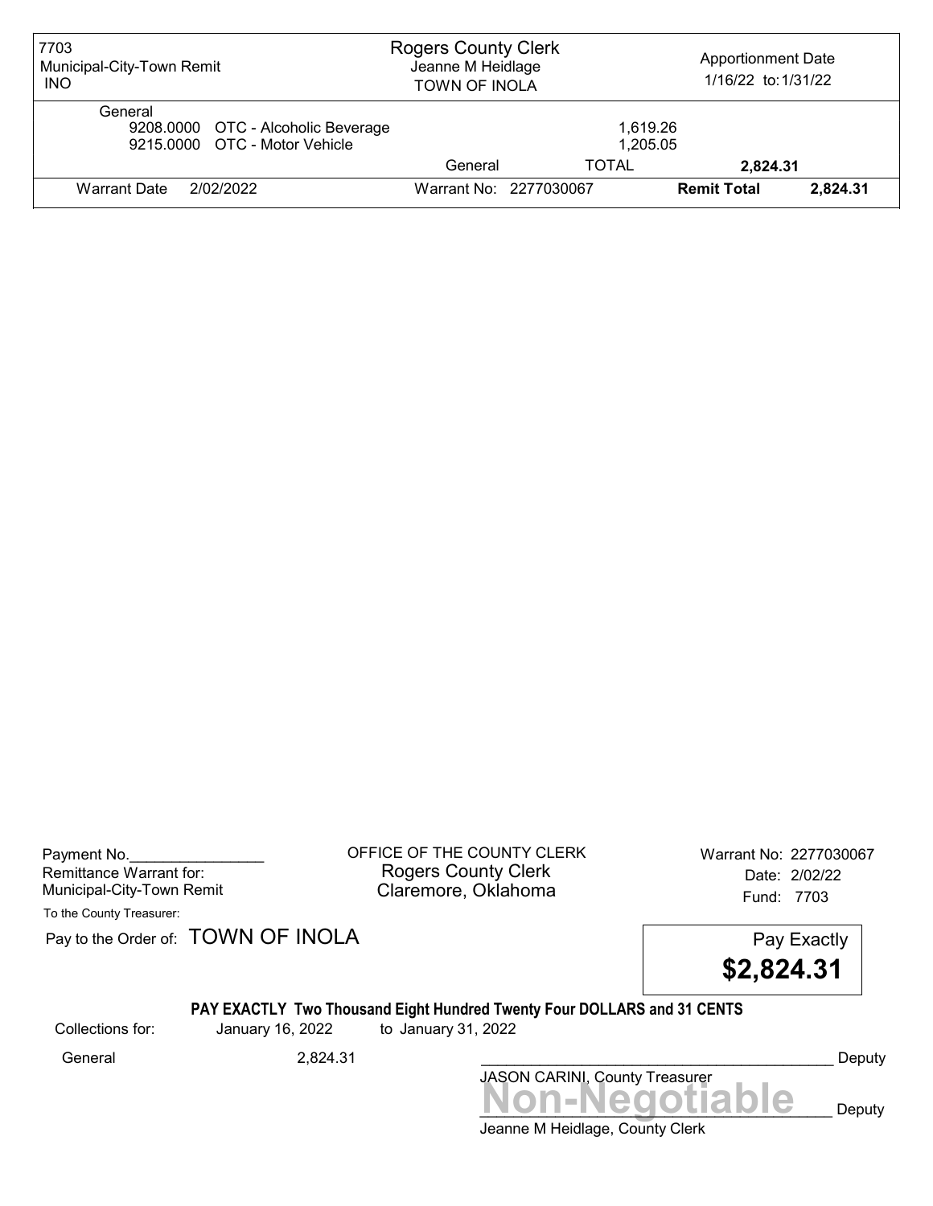| 7703 Municipal-City-Town Remit INO | Rogers County Clerk Jeanne M Heidlage TOWN OF INOLA | | Apportionment Date 1/16/22 to: 1/31/22 | |
|---|---|---|---|---|
| General | | | | |
| 9208.0000 OTC - Alcoholic Beverage | | 1,619.26 | | |
| 9215.0000 OTC - Motor Vehicle | | 1,205.05 | | |
| | General | TOTAL | **2,824.31** | |
| Warrant Date 2/02/2022 | Warrant No: 2277030067 | | **Remit Total** | **2,824.31** |

Payment No.________________
Remittance Warrant for:
Municipal-City-Town Remit

OFFICE OF THE COUNTY CLERK
Rogers County Clerk
Claremore, Oklahoma

Warrant No: 2277030067
Date: 2/02/22
Fund: 7703

To the County Treasurer:

Pay to the Order of: TOWN OF INOLA

Pay Exactly
**$2,824.31**

**PAY EXACTLY Two Thousand Eight Hundred Twenty Four DOLLARS and 31 CENTS**

Collections for: January 16, 2022 to January 31, 2022

General 2,824.31

___________________________________________ Deputy
JASON CARINI, County Treasurer

**Non-Negotiable**

___________________________________________ Deputy
Jeanne M Heidlage, County Clerk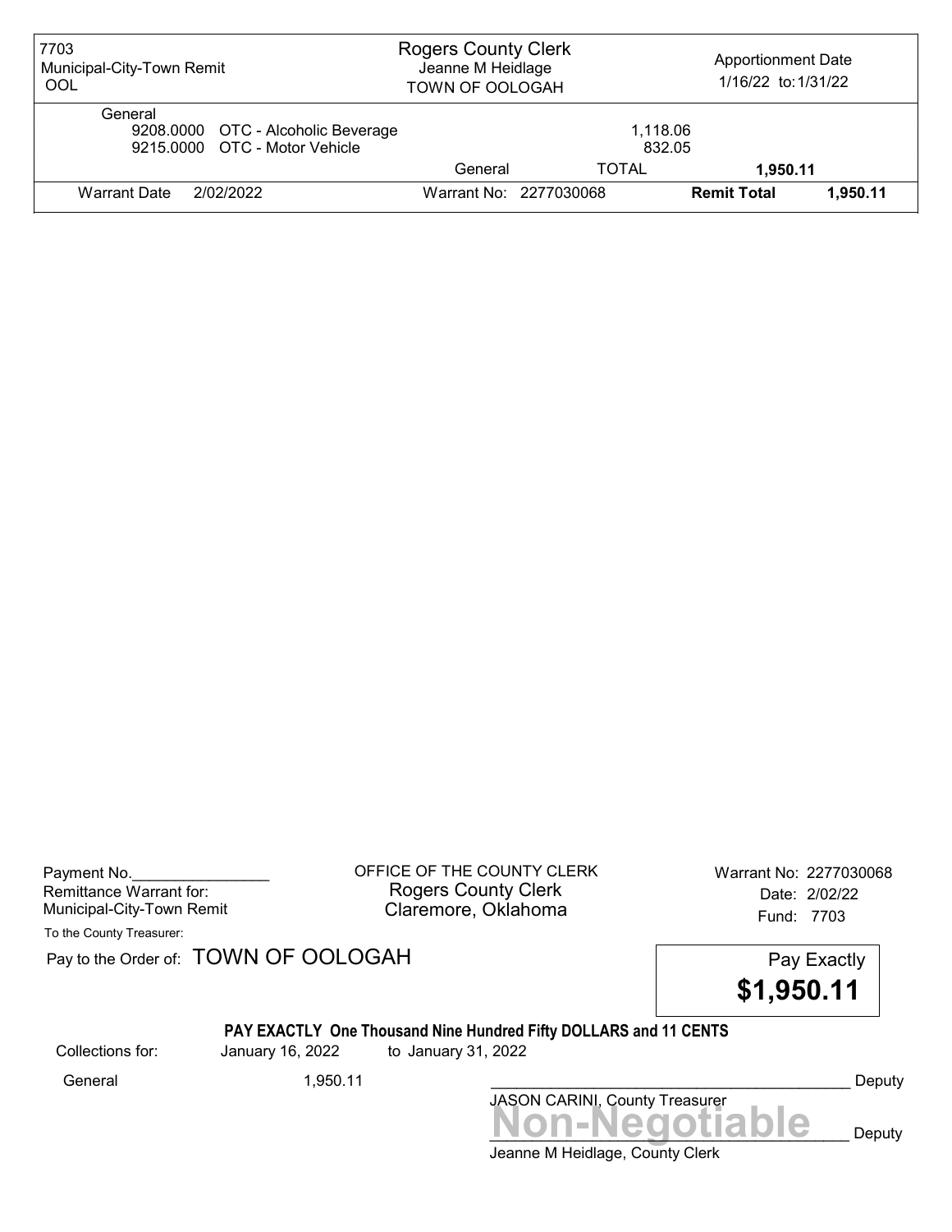| 7703<br>Municipal-City-Town Remit<br>OOL | Rogers County Clerk<br>Jeanne M Heidlage<br>TOWN OF OOLOGAH | | Apportionment Date<br>1/16/22 to: 1/31/22 | |
|---|---|---|---|---|
| General | | | | |
| 9208.0000 OTC - Alcoholic Beverage | | 1,118.06 | | |
| 9215.0000 OTC - Motor Vehicle | | 832.05 | | |
| | General | TOTAL | **1,950.11** | |
| Warrant Date 2/02/2022 | Warrant No: 2277030068 | | **Remit Total** | **1,950.11** |

Payment No.________________
Remittance Warrant for:
Municipal-City-Town Remit

OFFICE OF THE COUNTY CLERK
Rogers County Clerk
Claremore, Oklahoma

Warrant No: 2277030068
Date: 2/02/22
Fund: 7703

To the County Treasurer:

Pay to the Order of: TOWN OF OOLOGAH

Pay Exactly
**$1,950.11**

**PAY EXACTLY One Thousand Nine Hundred Fifty DOLLARS and 11 CENTS**

Collections for: January 16, 2022 to January 31, 2022

General 1,950.11

___________________________________________ Deputy
JASON CARINI, County Treasurer

**Non-Negotiable**
___________________________________________ Deputy
Jeanne M Heidlage, County Clerk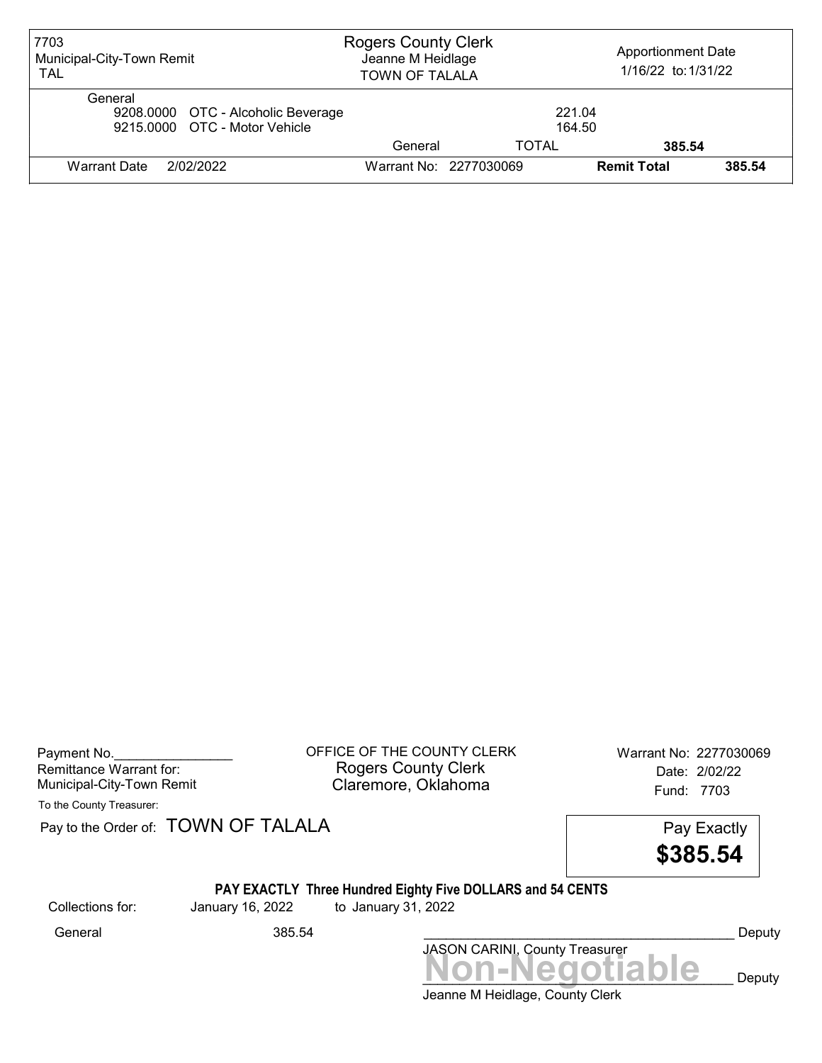| 7703 Municipal-City-Town Remit TAL | Rogers County Clerk Jeanne M Heidlage TOWN OF TALALA | | Apportionment Date 1/16/22 to: 1/31/22 |
|---|---|---|---|
| General | | | |
| 9208.0000 OTC - Alcoholic Beverage | | 221.04 | |
| 9215.0000 OTC - Motor Vehicle | | 164.50 | |
| | General | TOTAL | **385.54** |
| Warrant Date 2/02/2022 | Warrant No: 2277030069 | **Remit Total** | **385.54** |

Payment No.________________
Remittance Warrant for:
Municipal-City-Town Remit

OFFICE OF THE COUNTY CLERK
Rogers County Clerk
Claremore, Oklahoma

Warrant No: 2277030069
Date: 2/02/22
Fund: 7703

To the County Treasurer:

Pay to the Order of: TOWN OF TALALA

Pay Exactly
**$385.54**

**PAY EXACTLY Three Hundred Eighty Five DOLLARS and 54 CENTS**

Collections for: January 16, 2022 to January 31, 2022

General 385.54

__________________________________________ Deputy
JASON CARINI, County Treasurer

**Non-Negotiable**

__________________________________________ Deputy
Jeanne M Heidlage, County Clerk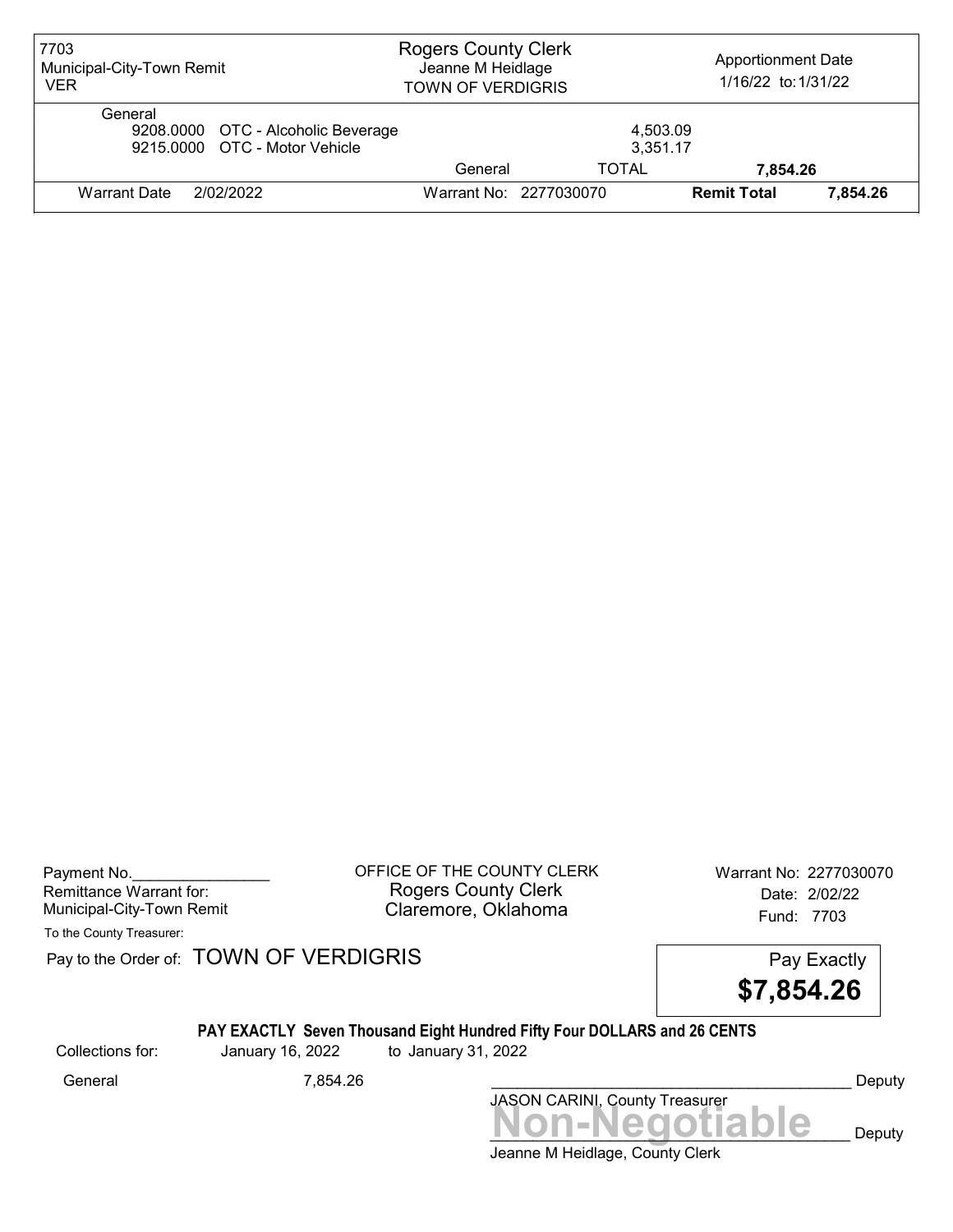| 7703 Municipal-City-Town Remit VER | Rogers County Clerk Jeanne M Heidlage TOWN OF VERDIGRIS | | Apportionment Date 1/16/22 to: 1/31/22 | |
|---|---|---|---|---|
| General | | | | |
| 9208.0000 OTC - Alcoholic Beverage | | 4,503.09 | | |
| 9215.0000 OTC - Motor Vehicle | | 3,351.17 | | |
| | General | TOTAL | 7,854.26 | |
| Warrant Date 2/02/2022 | Warrant No: 2277030070 | | Remit Total | 7,854.26 |

Payment No.________________
Remittance Warrant for:
Municipal-City-Town Remit

OFFICE OF THE COUNTY CLERK
Rogers County Clerk
Claremore, Oklahoma

Warrant No: 2277030070
Date: 2/02/22
Fund: 7703

To the County Treasurer:

Pay to the Order of: TOWN OF VERDIGRIS

Pay Exactly
**$7,854.26**

**PAY EXACTLY Seven Thousand Eight Hundred Fifty Four DOLLARS and 26 CENTS**

Collections for: January 16, 2022 to January 31, 2022

General 7,854.26

___________________________________________ Deputy
JASON CARINI, County Treasurer

**Non-Negotiable**
___________________________________________ Deputy
Jeanne M Heidlage, County Clerk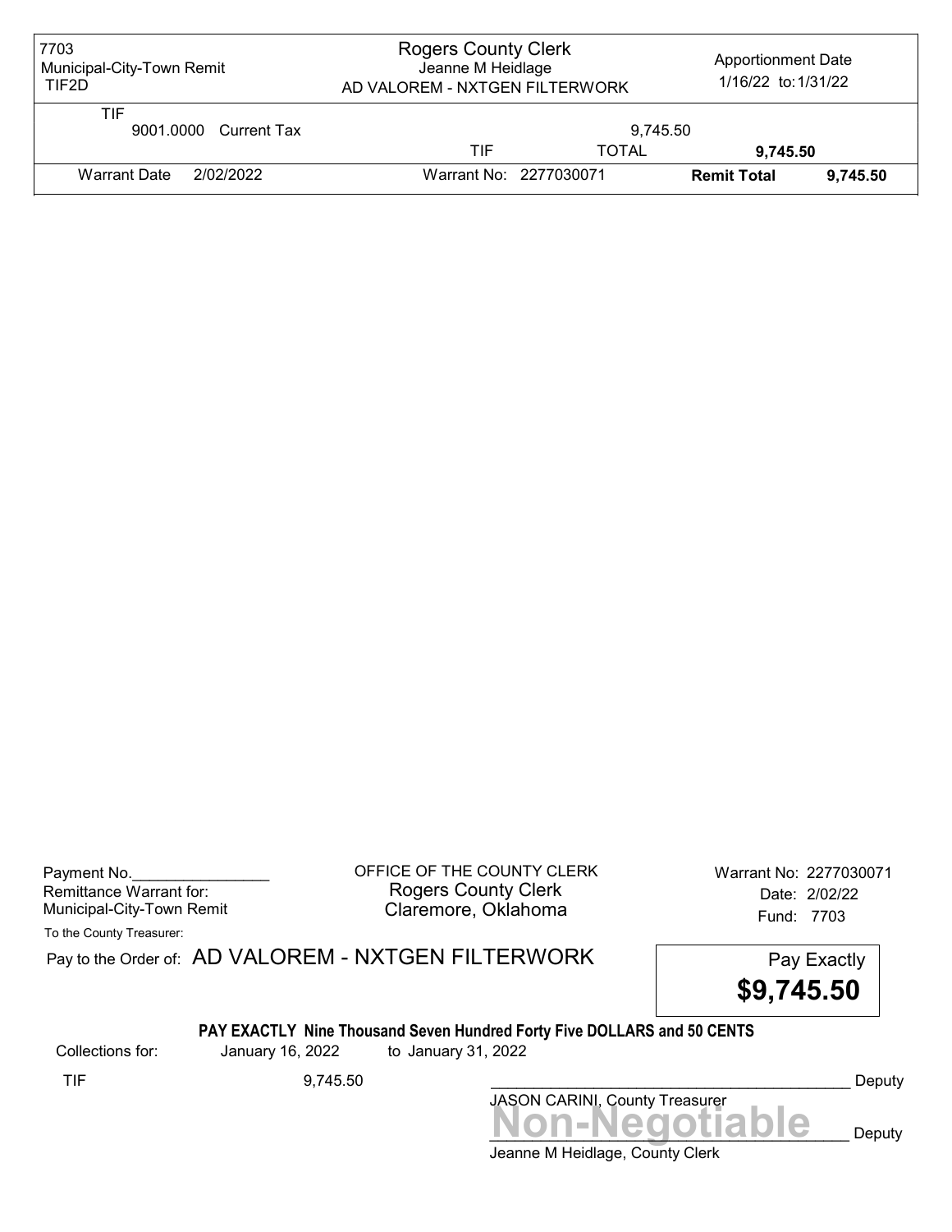| 7703 Municipal-City-Town Remit TIF2D | Rogers County Clerk Jeanne M Heidlage AD VALOREM - NXTGEN FILTERWORK | | Apportionment Date 1/16/22 to: 1/31/22 | |
|---|---|---|---|---|
| TIF 9001.0000 Current Tax | | 9,745.50 | | |
| | TIF | TOTAL | 9,745.50 | |
| Warrant Date 2/02/2022 | Warrant No: 2277030071 | | Remit Total | 9,745.50 |

Payment No.________________
Remittance Warrant for:
Municipal-City-Town Remit

OFFICE OF THE COUNTY CLERK
Rogers County Clerk
Claremore, Oklahoma

Warrant No: 2277030071
Date: 2/02/22
Fund: 7703

To the County Treasurer:

Pay to the Order of: AD VALOREM - NXTGEN FILTERWORK

Pay Exactly
**$9,745.50**

**PAY EXACTLY Nine Thousand Seven Hundred Forty Five DOLLARS and 50 CENTS**

Collections for: January 16, 2022 to January 31, 2022

TIF 9,745.50

__________________________________________ Deputy
JASON CARINI, County Treasurer

**Non-Negotiable**
__________________________________________ Deputy
Jeanne M Heidlage, County Clerk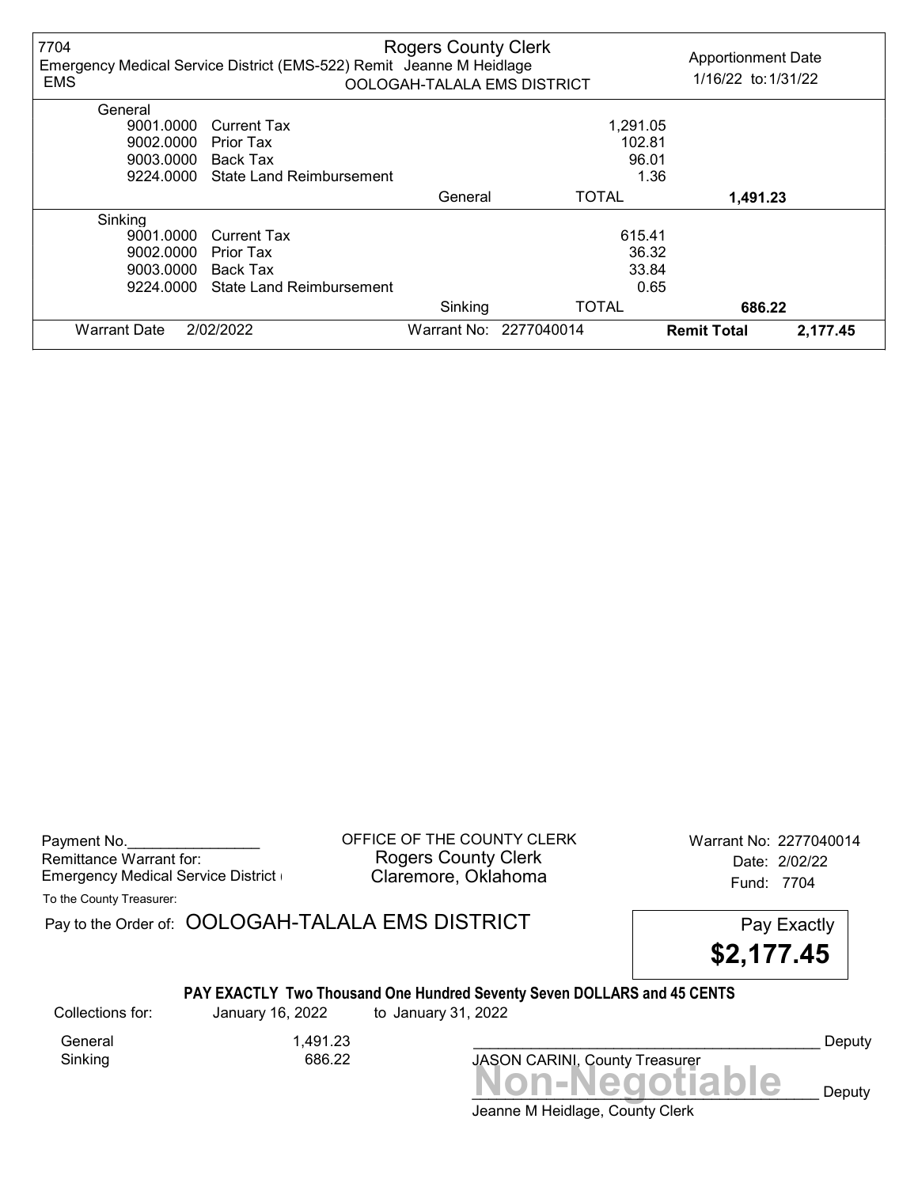7704
Emergency Medical Service District (EMS-522) Remit Jeanne M Heidlage
EMS

Rogers County Clerk
OOLOGAH-TALALA EMS DISTRICT

Apportionment Date
1/16/22 to: 1/31/22

| | | | | |
|---|---|---|---|---|
| General | | | | |
| 9001.0000 | Current Tax | | 1,291.05 | |
| 9002.0000 | Prior Tax | | 102.81 | |
| 9003.0000 | Back Tax | | 96.01 | |
| 9224.0000 | State Land Reimbursement | | 1.36 | |
| | | General | TOTAL | 1,491.23 |
| Sinking | | | | |
| 9001.0000 | Current Tax | | 615.41 | |
| 9002.0000 | Prior Tax | | 36.32 | |
| 9003.0000 | Back Tax | | 33.84 | |
| 9224.0000 | State Land Reimbursement | | 0.65 | |
| | | Sinking | TOTAL | 686.22 |

Warrant Date 2/02/2022 | Warrant No: 2277040014 | **Remit Total** 2,177.45

---

Payment No.________________
Remittance Warrant for:
Emergency Medical Service District (

OFFICE OF THE COUNTY CLERK
Rogers County Clerk
Claremore, Oklahoma

Warrant No: 2277040014
Date: 2/02/22
Fund: 7704

To the County Treasurer:

Pay to the Order of: OOLOGAH-TALALA EMS DISTRICT

Pay Exactly
**$2,177.45**

**PAY EXACTLY Two Thousand One Hundred Seventy Seven DOLLARS and 45 CENTS**

Collections for: January 16, 2022 to January 31, 2022

| | |
|---|---|
| General | 1,491.23 |
| Sinking | 686.22 |

____________________________________ Deputy
JASON CARINI, County Treasurer

**Non-Negotiable**
____________________________________ Deputy
Jeanne M Heidlage, County Clerk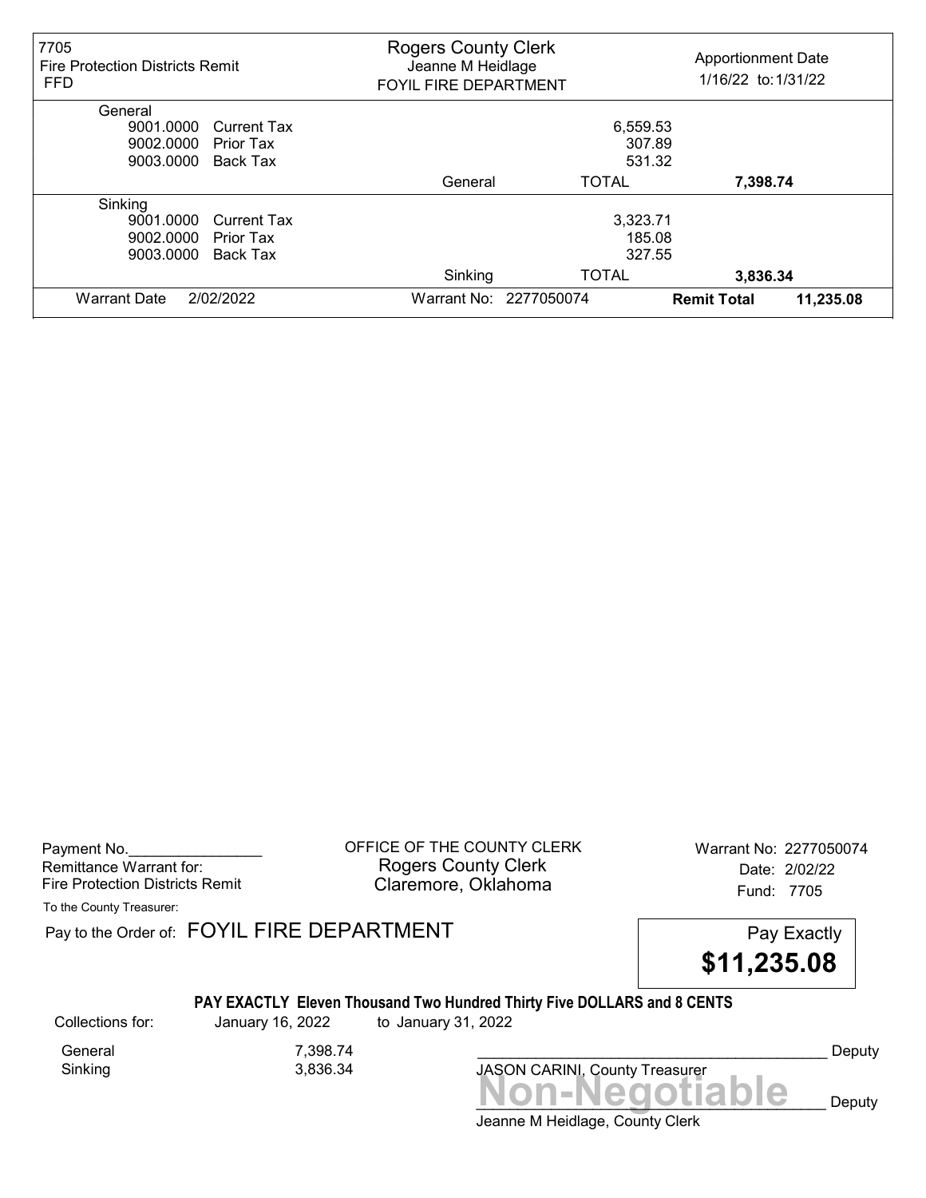| 7705 Fire Protection Districts Remit FFD | Rogers County Clerk Jeanne M Heidlage FOYIL FIRE DEPARTMENT | | Apportionment Date 1/16/22 to: 1/31/22 |
|---|---|---|---|
| **General** | | | |
| 9001.0000 Current Tax | | 6,559.53 | |
| 9002.0000 Prior Tax | | 307.89 | |
| 9003.0000 Back Tax | | 531.32 | |
| | General | TOTAL | **7,398.74** |
| **Sinking** | | | |
| 9001.0000 Current Tax | | 3,323.71 | |
| 9002.0000 Prior Tax | | 185.08 | |
| 9003.0000 Back Tax | | 327.55 | |
| | Sinking | TOTAL | **3,836.34** |
| Warrant Date 2/02/2022 | Warrant No: 2277050074 | | **Remit Total** **11,235.08** |

Payment No.________________

Remittance Warrant for:
Fire Protection Districts Remit

OFFICE OF THE COUNTY CLERK
Rogers County Clerk
Claremore, Oklahoma

Warrant No: 2277050074
Date: 2/02/22
Fund: 7705

To the County Treasurer:

Pay to the Order of: FOYIL FIRE DEPARTMENT

Pay Exactly **$11,235.08**

**PAY EXACTLY Eleven Thousand Two Hundred Thirty Five DOLLARS and 8 CENTS**

Collections for: January 16, 2022 to January 31, 2022

| | |
|---|---|
| General | 7,398.74 |
| Sinking | 3,836.34 |

_____________________________________ Deputy
JASON CARINI, County Treasurer

**Non-Negotiable**

_____________________________________ Deputy
Jeanne M Heidlage, County Clerk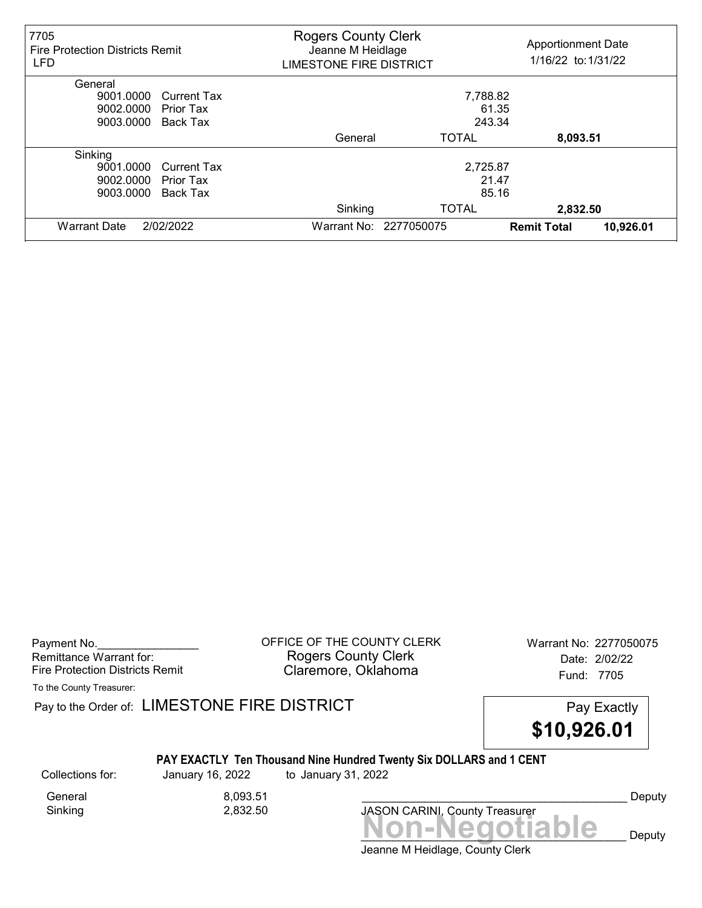| 7705 Fire Protection Districts Remit LFD | Rogers County Clerk Jeanne M Heidlage LIMESTONE FIRE DISTRICT | | Apportionment Date 1/16/22 to: 1/31/22 |
|---|---|---|---|
| **General** | | | |
| 9001.0000 Current Tax | | 7,788.82 | |
| 9002.0000 Prior Tax | | 61.35 | |
| 9003.0000 Back Tax | | 243.34 | |
| | General | TOTAL | **8,093.51** |
| **Sinking** | | | |
| 9001.0000 Current Tax | | 2,725.87 | |
| 9002.0000 Prior Tax | | 21.47 | |
| 9003.0000 Back Tax | | 85.16 | |
| | Sinking | TOTAL | **2,832.50** |
| Warrant Date 2/02/2022 | Warrant No: 2277050075 | **Remit Total** | **10,926.01** |

Payment No.________________
Remittance Warrant for:
Fire Protection Districts Remit

OFFICE OF THE COUNTY CLERK
Rogers County Clerk
Claremore, Oklahoma

Warrant No: 2277050075
Date: 2/02/22
Fund: 7705

To the County Treasurer:

Pay to the Order of: LIMESTONE FIRE DISTRICT

Pay Exactly
**$10,926.01**

**PAY EXACTLY Ten Thousand Nine Hundred Twenty Six DOLLARS and 1 CENT**

Collections for: January 16, 2022 to January 31, 2022

| | |
|---|---|
| General | 8,093.51 |
| Sinking | 2,832.50 |

_________________________________________ Deputy
JASON CARINI, County Treasurer

**Non-Negotiable**
_________________________________________ Deputy
Jeanne M Heidlage, County Clerk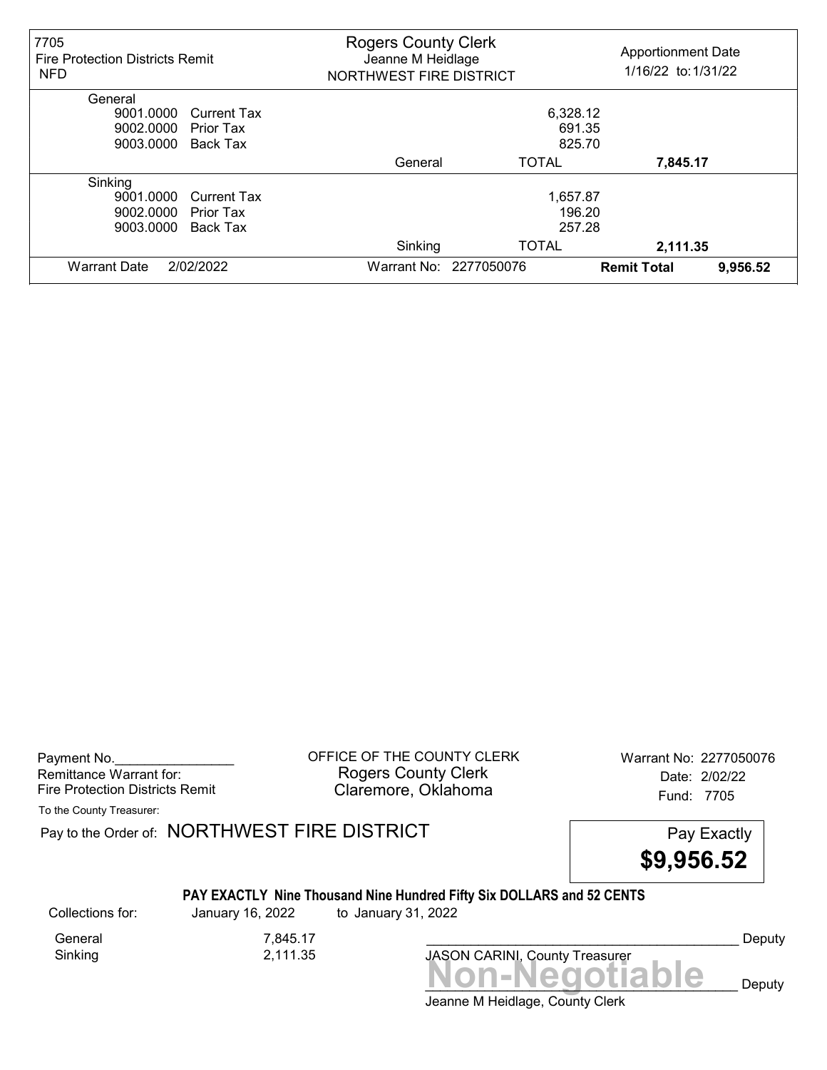| 7705 Fire Protection Districts Remit NFD | Rogers County Clerk Jeanne M Heidlage NORTHWEST FIRE DISTRICT | | Apportionment Date 1/16/22 to: 1/31/22 | |
|---|---|---|---|---|
| **General** | | | | |
| 9001.0000 Current Tax | | 6,328.12 | | |
| 9002.0000 Prior Tax | | 691.35 | | |
| 9003.0000 Back Tax | | 825.70 | | |
| | General | TOTAL | **7,845.17** | |
| **Sinking** | | | | |
| 9001.0000 Current Tax | | 1,657.87 | | |
| 9002.0000 Prior Tax | | 196.20 | | |
| 9003.0000 Back Tax | | 257.28 | | |
| | Sinking | TOTAL | **2,111.35** | |
| Warrant Date 2/02/2022 | Warrant No: 2277050076 | | **Remit Total** | **9,956.52** |

Payment No.________________
Remittance Warrant for:
Fire Protection Districts Remit

OFFICE OF THE COUNTY CLERK
Rogers County Clerk
Claremore, Oklahoma

Warrant No: 2277050076
Date: 2/02/22
Fund: 7705

To the County Treasurer:

Pay to the Order of: NORTHWEST FIRE DISTRICT

Pay Exactly **$9,956.52**

**PAY EXACTLY Nine Thousand Nine Hundred Fifty Six DOLLARS and 52 CENTS**

Collections for: January 16, 2022 to January 31, 2022

| | |
|---|---|
| General | 7,845.17 |
| Sinking | 2,111.35 |

________________________________________ Deputy
JASON CARINI, County Treasurer

**Non-Negotiable**

________________________________________ Deputy
Jeanne M Heidlage, County Clerk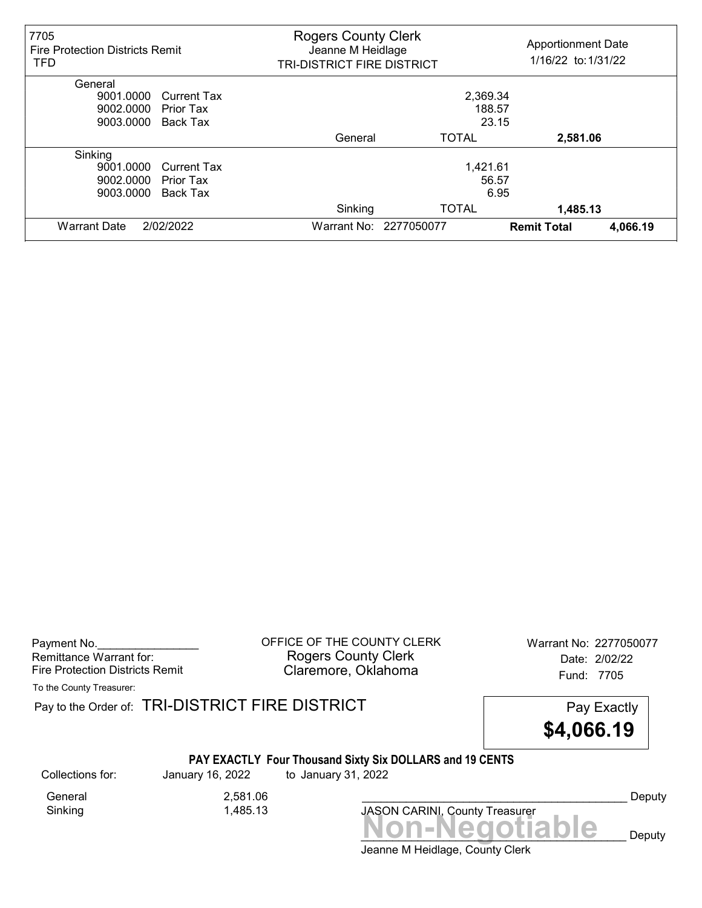| 7705 Fire Protection Districts Remit TFD | Rogers County Clerk Jeanne M Heidlage TRI-DISTRICT FIRE DISTRICT | | Apportionment Date 1/16/22 to: 1/31/22 | |
|---|---|---|---|---|
| **General** | | | | |
| 9001.0000 Current Tax | | 2,369.34 | | |
| 9002.0000 Prior Tax | | 188.57 | | |
| 9003.0000 Back Tax | | 23.15 | | |
| | General | TOTAL | **2,581.06** | |
| **Sinking** | | | | |
| 9001.0000 Current Tax | | 1,421.61 | | |
| 9002.0000 Prior Tax | | 56.57 | | |
| 9003.0000 Back Tax | | 6.95 | | |
| | Sinking | TOTAL | **1,485.13** | |
| Warrant Date 2/02/2022 | Warrant No: 2277050077 | | **Remit Total** | **4,066.19** |

Payment No.________________

Remittance Warrant for:
Fire Protection Districts Remit

OFFICE OF THE COUNTY CLERK
Rogers County Clerk
Claremore, Oklahoma

Warrant No: 2277050077
Date: 2/02/22
Fund: 7705

To the County Treasurer:

Pay to the Order of: TRI-DISTRICT FIRE DISTRICT

Pay Exactly **$4,066.19**

**PAY EXACTLY Four Thousand Sixty Six DOLLARS and 19 CENTS**

Collections for: January 16, 2022 to January 31, 2022

| | |
|---|---|
| General | 2,581.06 |
| Sinking | 1,485.13 |

__________________________________________ Deputy
JASON CARINI, County Treasurer

**Non-Negotiable**

__________________________________________ Deputy
Jeanne M Heidlage, County Clerk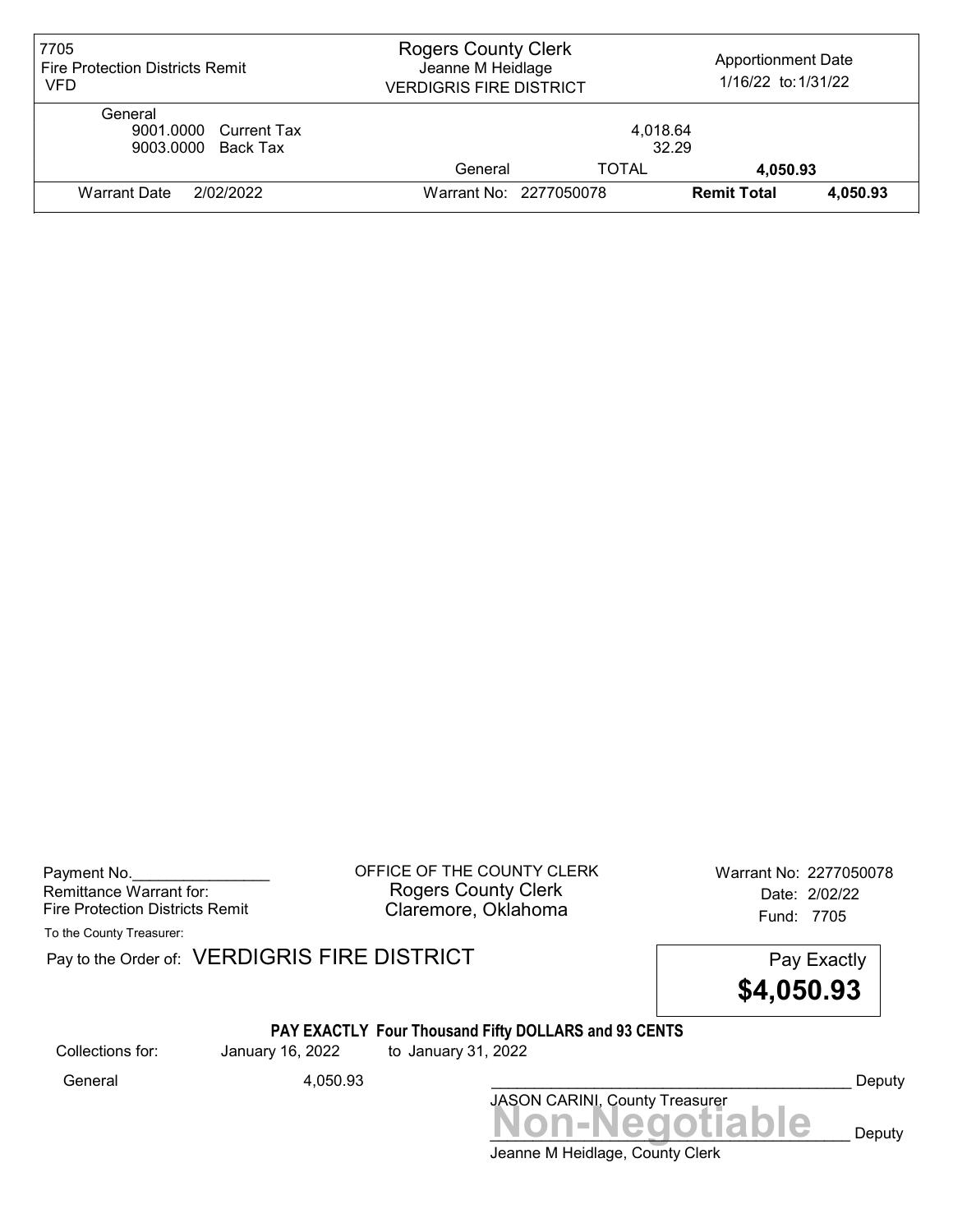| 7705 Fire Protection Districts Remit VFD | Rogers County Clerk Jeanne M Heidlage VERDIGRIS FIRE DISTRICT | | Apportionment Date 1/16/22 to: 1/31/22 | |
|---|---|---|---|---|
| General | | | | |
| 9001.0000 Current Tax | | 4,018.64 | | |
| 9003.0000 Back Tax | | 32.29 | | |
| | General | TOTAL | 4,050.93 | |
| Warrant Date 2/02/2022 | Warrant No: 2277050078 | | Remit Total | 4,050.93 |

Payment No.________________
Remittance Warrant for:
Fire Protection Districts Remit

OFFICE OF THE COUNTY CLERK
Rogers County Clerk
Claremore, Oklahoma

Warrant No: 2277050078
Date: 2/02/22
Fund: 7705

To the County Treasurer:

Pay to the Order of: VERDIGRIS FIRE DISTRICT

Pay Exactly **$4,050.93**

**PAY EXACTLY Four Thousand Fifty DOLLARS and 93 CENTS**

Collections for: January 16, 2022 to January 31, 2022

General 4,050.93

__________________________________________ Deputy
JASON CARINI, County Treasurer

**Non-Negotiable**

__________________________________________ Deputy
Jeanne M Heidlage, County Clerk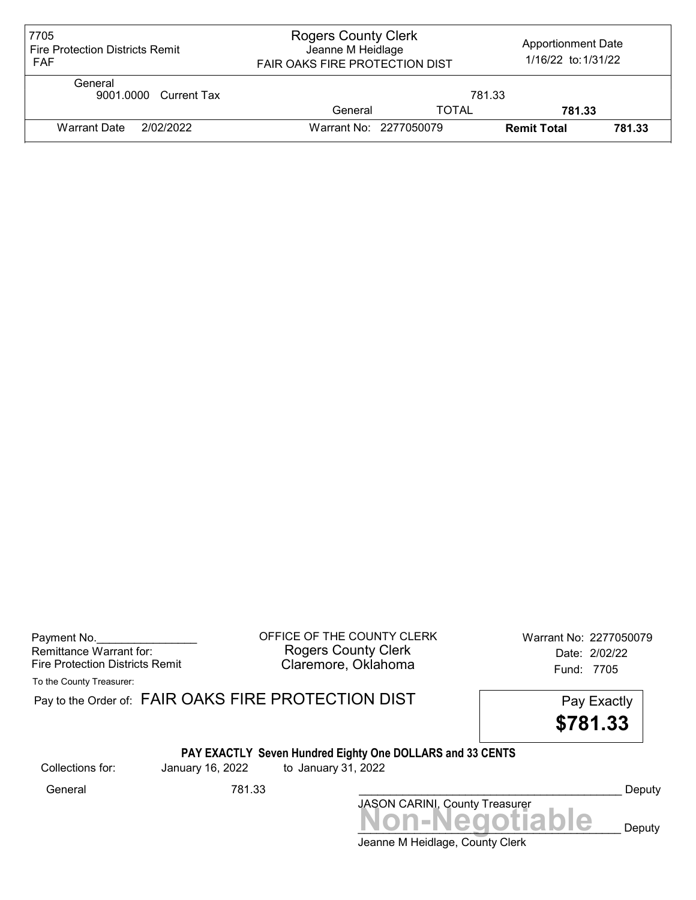| 7705 Fire Protection Districts Remit FAF | Rogers County Clerk Jeanne M Heidlage FAIR OAKS FIRE PROTECTION DIST | | Apportionment Date 1/16/22 to: 1/31/22 | |
|---|---|---|---|---|
| General 9001.0000 Current Tax | | 781.33 | | |
| | General | TOTAL | 781.33 | |
| Warrant Date 2/02/2022 | Warrant No: 2277050079 | | **Remit Total** | **781.33** |

Payment No.________________
Remittance Warrant for:
Fire Protection Districts Remit

To the County Treasurer:

OFFICE OF THE COUNTY CLERK
Rogers County Clerk
Claremore, Oklahoma

Warrant No: 2277050079
Date: 2/02/22
Fund: 7705

Pay to the Order of: FAIR OAKS FIRE PROTECTION DIST

Pay Exactly
**$781.33**

**PAY EXACTLY Seven Hundred Eighty One DOLLARS and 33 CENTS**

Collections for: January 16, 2022 to January 31, 2022

General 781.33

___________________________________________ Deputy
JASON CARINI, County Treasurer

**Non-Negotiable**
___________________________________________ Deputy
Jeanne M Heidlage, County Clerk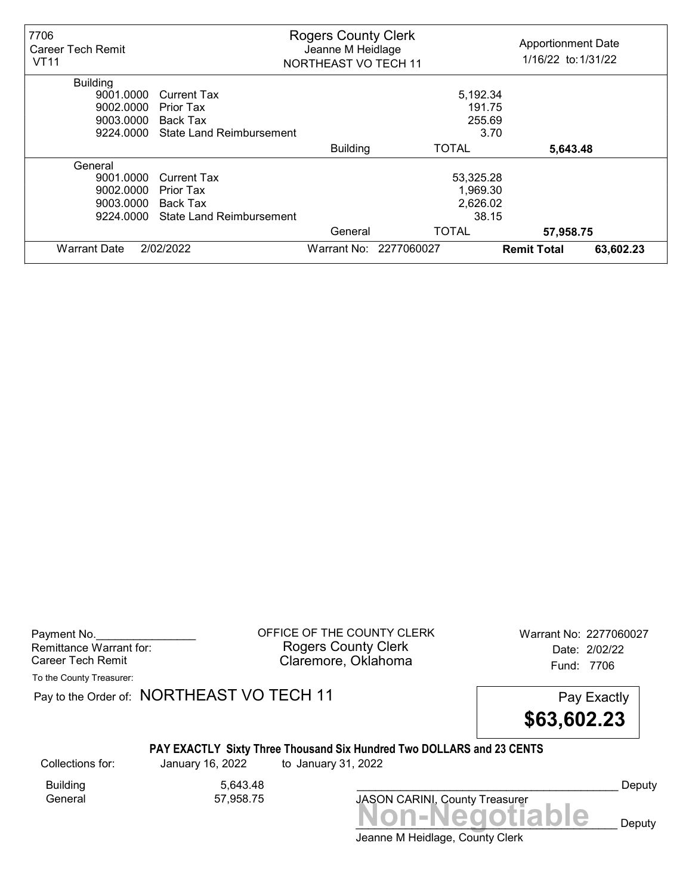| 7706 Career Tech Remit VT11 | Rogers County Clerk Jeanne M Heidlage NORTHEAST VO TECH 11 | | Apportionment Date 1/16/22 to: 1/31/22 |
|---|---|---|---|
| **Building** | | | |
| 9001.0000 Current Tax | | 5,192.34 | |
| 9002.0000 Prior Tax | | 191.75 | |
| 9003.0000 Back Tax | | 255.69 | |
| 9224.0000 State Land Reimbursement | | 3.70 | |
| | Building | TOTAL | **5,643.48** |
| **General** | | | |
| 9001.0000 Current Tax | | 53,325.28 | |
| 9002.0000 Prior Tax | | 1,969.30 | |
| 9003.0000 Back Tax | | 2,626.02 | |
| 9224.0000 State Land Reimbursement | | 38.15 | |
| | General | TOTAL | **57,958.75** |
| Warrant Date 2/02/2022 | Warrant No: 2277060027 | | **Remit Total** **63,602.23** |

Payment No.________________
Remittance Warrant for:
Career Tech Remit

OFFICE OF THE COUNTY CLERK
Rogers County Clerk
Claremore, Oklahoma

Warrant No: 2277060027
Date: 2/02/22
Fund: 7706

To the County Treasurer:

Pay to the Order of: NORTHEAST VO TECH 11

Pay Exactly
**$63,602.23**

**PAY EXACTLY Sixty Three Thousand Six Hundred Two DOLLARS and 23 CENTS**

Collections for: January 16, 2022 to January 31, 2022

| | |
|---|---|
| Building | 5,643.48 |
| General | 57,958.75 |

__________________________________________ Deputy
JASON CARINI, County Treasurer

**Non-Negotiable**

__________________________________________ Deputy
Jeanne M Heidlage, County Clerk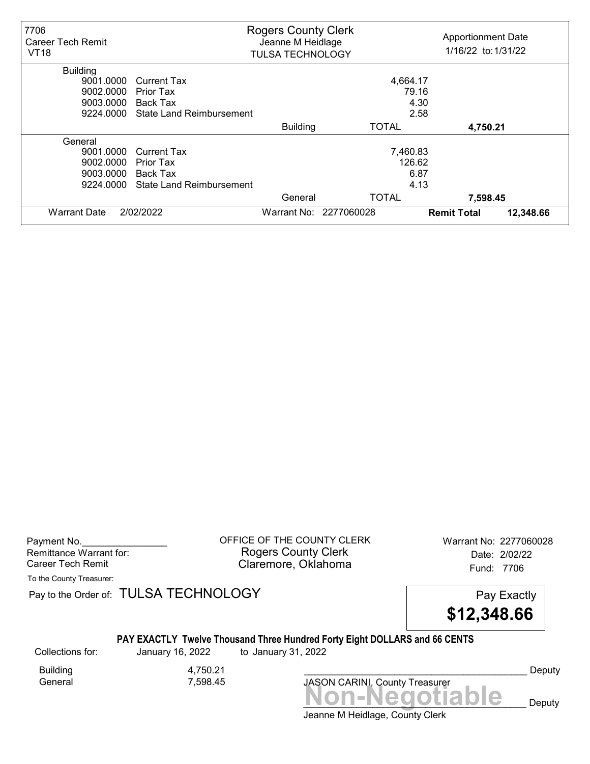| 7706 Career Tech Remit VT18 | Rogers County Clerk Jeanne M Heidlage TULSA TECHNOLOGY | | Apportionment Date 1/16/22 to: 1/31/22 |
|---|---|---|---|
| **Building** | | | |
| 9001.0000 Current Tax | | 4,664.17 | |
| 9002.0000 Prior Tax | | 79.16 | |
| 9003.0000 Back Tax | | 4.30 | |
| 9224.0000 State Land Reimbursement | | 2.58 | |
| | Building | TOTAL | **4,750.21** |
| **General** | | | |
| 9001.0000 Current Tax | | 7,460.83 | |
| 9002.0000 Prior Tax | | 126.62 | |
| 9003.0000 Back Tax | | 6.87 | |
| 9224.0000 State Land Reimbursement | | 4.13 | |
| | General | TOTAL | **7,598.45** |
| Warrant Date 2/02/2022 | Warrant No: 2277060028 | **Remit Total** | **12,348.66** |

Payment No.________________

Remittance Warrant for:
Career Tech Remit

OFFICE OF THE COUNTY CLERK
Rogers County Clerk
Claremore, Oklahoma

Warrant No: 2277060028
Date: 2/02/22
Fund: 7706

To the County Treasurer:

Pay to the Order of: TULSA TECHNOLOGY

Pay Exactly
**$12,348.66**

**PAY EXACTLY Twelve Thousand Three Hundred Forty Eight DOLLARS and 66 CENTS**

Collections for: January 16, 2022 to January 31, 2022

| | |
|---|---|
| Building | 4,750.21 |
| General | 7,598.45 |

__________________________________________ Deputy
JASON CARINI, County Treasurer

**Non-Negotiable**

__________________________________________ Deputy
Jeanne M Heidlage, County Clerk